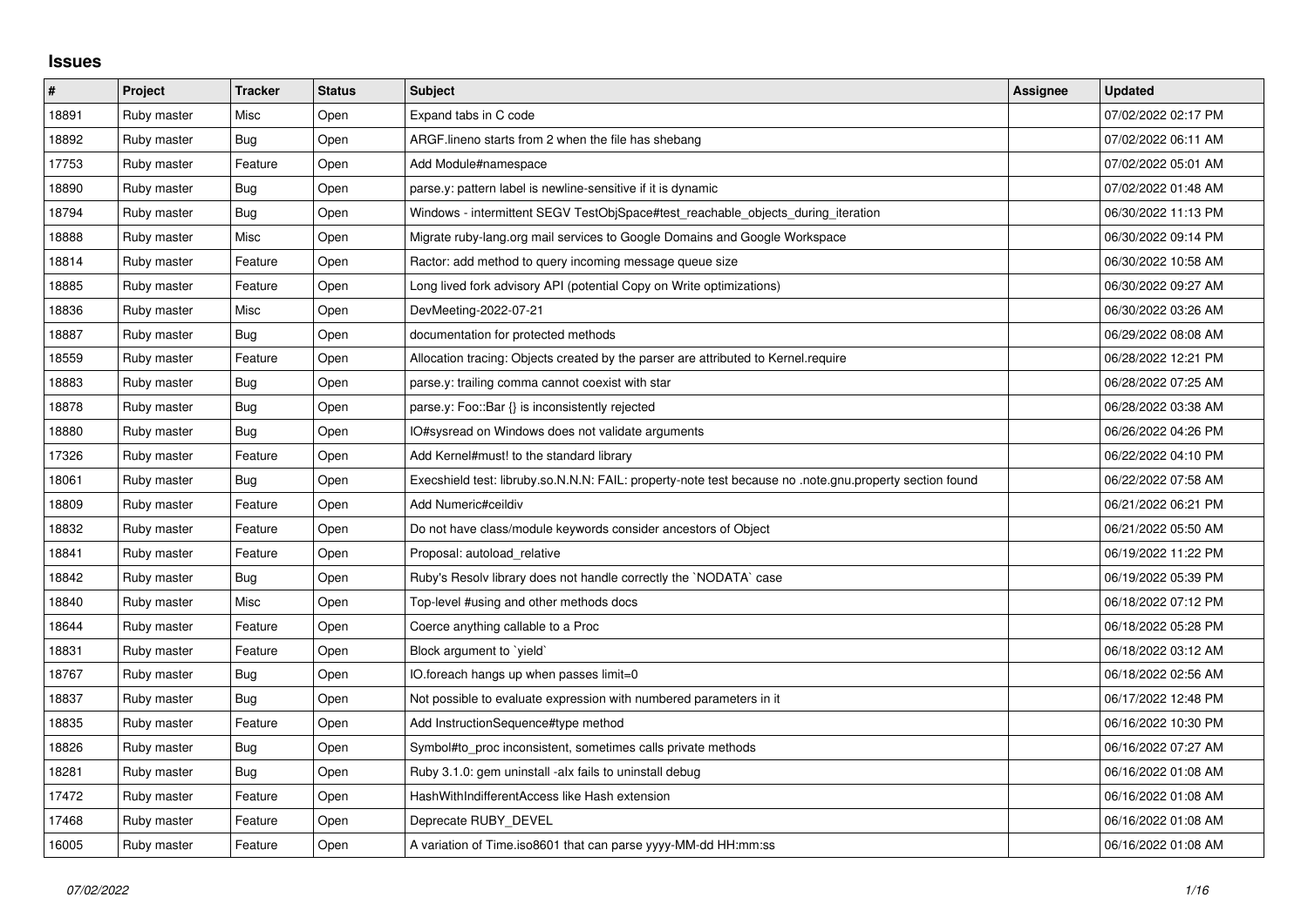## Issues

| # | Project | Tracker | Status | Subject | Assignee | Updated |
|---|---|---|---|---|---|---|
| 18891 | Ruby master | Misc | Open | Expand tabs in C code | | 07/02/2022 02:17 PM |
| 18892 | Ruby master | Bug | Open | ARGF.lineno starts from 2 when the file has shebang | | 07/02/2022 06:11 AM |
| 17753 | Ruby master | Feature | Open | Add Module#namespace | | 07/02/2022 05:01 AM |
| 18890 | Ruby master | Bug | Open | parse.y: pattern label is newline-sensitive if it is dynamic | | 07/02/2022 01:48 AM |
| 18794 | Ruby master | Bug | Open | Windows - intermittent SEGV TestObjSpace#test_reachable_objects_during_iteration | | 06/30/2022 11:13 PM |
| 18888 | Ruby master | Misc | Open | Migrate ruby-lang.org mail services to Google Domains and Google Workspace | | 06/30/2022 09:14 PM |
| 18814 | Ruby master | Feature | Open | Ractor: add method to query incoming message queue size | | 06/30/2022 10:58 AM |
| 18885 | Ruby master | Feature | Open | Long lived fork advisory API (potential Copy on Write optimizations) | | 06/30/2022 09:27 AM |
| 18836 | Ruby master | Misc | Open | DevMeeting-2022-07-21 | | 06/30/2022 03:26 AM |
| 18887 | Ruby master | Bug | Open | documentation for protected methods | | 06/29/2022 08:08 AM |
| 18559 | Ruby master | Feature | Open | Allocation tracing: Objects created by the parser are attributed to Kernel.require | | 06/28/2022 12:21 PM |
| 18883 | Ruby master | Bug | Open | parse.y: trailing comma cannot coexist with star | | 06/28/2022 07:25 AM |
| 18878 | Ruby master | Bug | Open | parse.y: Foo::Bar {} is inconsistently rejected | | 06/28/2022 03:38 AM |
| 18880 | Ruby master | Bug | Open | IO#sysread on Windows does not validate arguments | | 06/26/2022 04:26 PM |
| 17326 | Ruby master | Feature | Open | Add Kernel#must! to the standard library | | 06/22/2022 04:10 PM |
| 18061 | Ruby master | Bug | Open | Execshield test: libruby.so.N.N.N: FAIL: property-note test because no .note.gnu.property section found | | 06/22/2022 07:58 AM |
| 18809 | Ruby master | Feature | Open | Add Numeric#ceildiv | | 06/21/2022 06:21 PM |
| 18832 | Ruby master | Feature | Open | Do not have class/module keywords consider ancestors of Object | | 06/21/2022 05:50 AM |
| 18841 | Ruby master | Feature | Open | Proposal: autoload_relative | | 06/19/2022 11:22 PM |
| 18842 | Ruby master | Bug | Open | Ruby's Resolv library does not handle correctly the `NODATA` case | | 06/19/2022 05:39 PM |
| 18840 | Ruby master | Misc | Open | Top-level #using and other methods docs | | 06/18/2022 07:12 PM |
| 18644 | Ruby master | Feature | Open | Coerce anything callable to a Proc | | 06/18/2022 05:28 PM |
| 18831 | Ruby master | Feature | Open | Block argument to `yield` | | 06/18/2022 03:12 AM |
| 18767 | Ruby master | Bug | Open | IO.foreach hangs up when passes limit=0 | | 06/18/2022 02:56 AM |
| 18837 | Ruby master | Bug | Open | Not possible to evaluate expression with numbered parameters in it | | 06/17/2022 12:48 PM |
| 18835 | Ruby master | Feature | Open | Add InstructionSequence#type method | | 06/16/2022 10:30 PM |
| 18826 | Ruby master | Bug | Open | Symbol#to_proc inconsistent, sometimes calls private methods | | 06/16/2022 07:27 AM |
| 18281 | Ruby master | Bug | Open | Ruby 3.1.0: gem uninstall -alx fails to uninstall debug | | 06/16/2022 01:08 AM |
| 17472 | Ruby master | Feature | Open | HashWithIndifferentAccess like Hash extension | | 06/16/2022 01:08 AM |
| 17468 | Ruby master | Feature | Open | Deprecate RUBY_DEVEL | | 06/16/2022 01:08 AM |
| 16005 | Ruby master | Feature | Open | A variation of Time.iso8601 that can parse yyyy-MM-dd HH:mm:ss | | 06/16/2022 01:08 AM |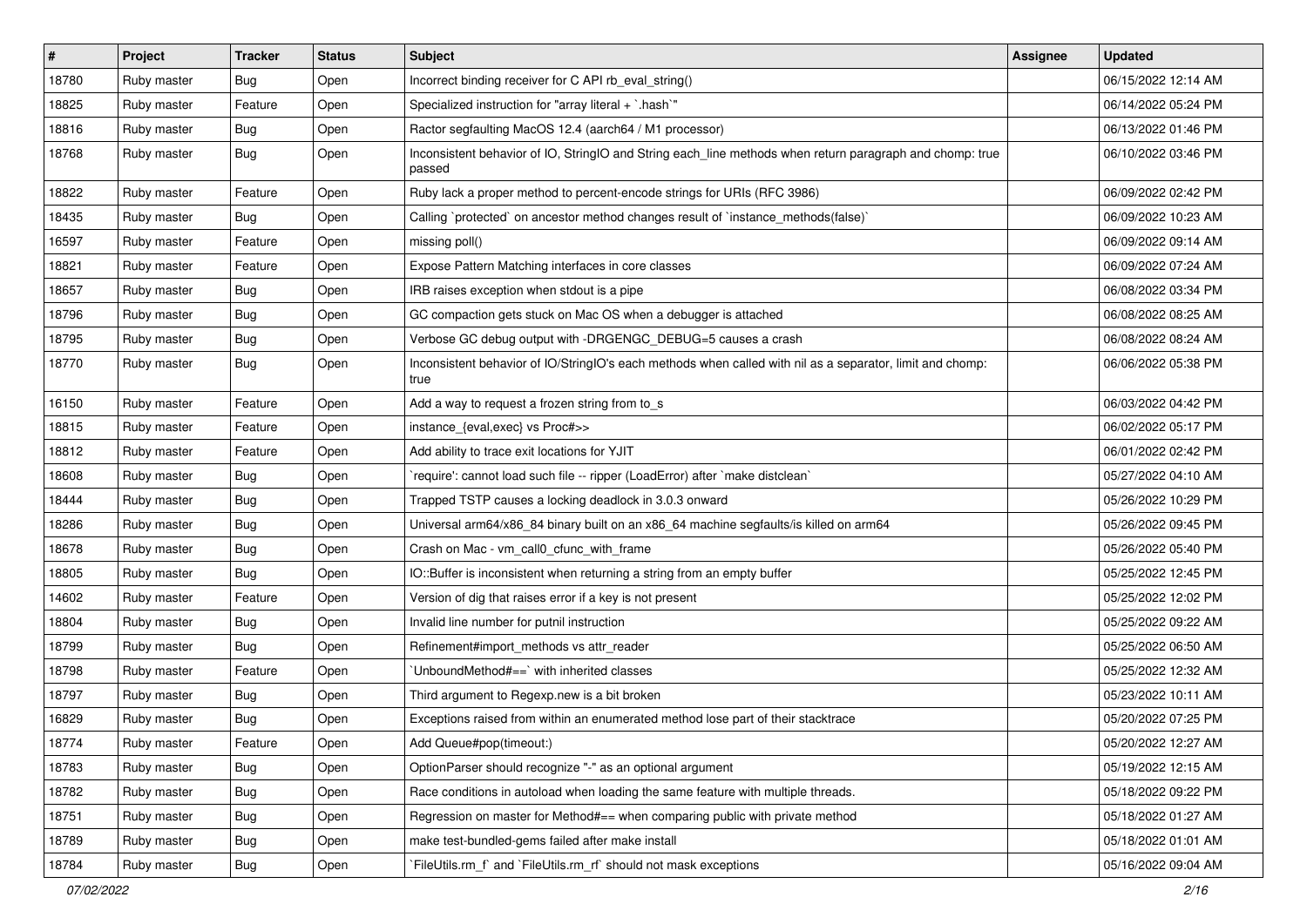| # | Project | Tracker | Status | Subject | Assignee | Updated |
|---|---|---|---|---|---|---|
| 18780 | Ruby master | Bug | Open | Incorrect binding receiver for C API rb_eval_string() | | 06/15/2022 12:14 AM |
| 18825 | Ruby master | Feature | Open | Specialized instruction for "array literal + `.hash`" | | 06/14/2022 05:24 PM |
| 18816 | Ruby master | Bug | Open | Ractor segfaulting MacOS 12.4 (aarch64 / M1 processor) | | 06/13/2022 01:46 PM |
| 18768 | Ruby master | Bug | Open | Inconsistent behavior of IO, StringIO and String each_line methods when return paragraph and chomp: true passed | | 06/10/2022 03:46 PM |
| 18822 | Ruby master | Feature | Open | Ruby lack a proper method to percent-encode strings for URIs (RFC 3986) | | 06/09/2022 02:42 PM |
| 18435 | Ruby master | Bug | Open | Calling `protected` on ancestor method changes result of `instance_methods(false)` | | 06/09/2022 10:23 AM |
| 16597 | Ruby master | Feature | Open | missing poll() | | 06/09/2022 09:14 AM |
| 18821 | Ruby master | Feature | Open | Expose Pattern Matching interfaces in core classes | | 06/09/2022 07:24 AM |
| 18657 | Ruby master | Bug | Open | IRB raises exception when stdout is a pipe | | 06/08/2022 03:34 PM |
| 18796 | Ruby master | Bug | Open | GC compaction gets stuck on Mac OS when a debugger is attached | | 06/08/2022 08:25 AM |
| 18795 | Ruby master | Bug | Open | Verbose GC debug output with -DRGENGC_DEBUG=5 causes a crash | | 06/08/2022 08:24 AM |
| 18770 | Ruby master | Bug | Open | Inconsistent behavior of IO/StringIO's each methods when called with nil as a separator, limit and chomp: true | | 06/06/2022 05:38 PM |
| 16150 | Ruby master | Feature | Open | Add a way to request a frozen string from to_s | | 06/03/2022 04:42 PM |
| 18815 | Ruby master | Feature | Open | instance_{eval,exec} vs Proc#>> | | 06/02/2022 05:17 PM |
| 18812 | Ruby master | Feature | Open | Add ability to trace exit locations for YJIT | | 06/01/2022 02:42 PM |
| 18608 | Ruby master | Bug | Open | `require': cannot load such file -- ripper (LoadError) after `make distclean` | | 05/27/2022 04:10 AM |
| 18444 | Ruby master | Bug | Open | Trapped TSTP causes a locking deadlock in 3.0.3 onward | | 05/26/2022 10:29 PM |
| 18286 | Ruby master | Bug | Open | Universal arm64/x86_84 binary built on an x86_64 machine segfaults/is killed on arm64 | | 05/26/2022 09:45 PM |
| 18678 | Ruby master | Bug | Open | Crash on Mac - vm_call0_cfunc_with_frame | | 05/26/2022 05:40 PM |
| 18805 | Ruby master | Bug | Open | IO::Buffer is inconsistent when returning a string from an empty buffer | | 05/25/2022 12:45 PM |
| 14602 | Ruby master | Feature | Open | Version of dig that raises error if a key is not present | | 05/25/2022 12:02 PM |
| 18804 | Ruby master | Bug | Open | Invalid line number for putnil instruction | | 05/25/2022 09:22 AM |
| 18799 | Ruby master | Bug | Open | Refinement#import_methods vs attr_reader | | 05/25/2022 06:50 AM |
| 18798 | Ruby master | Feature | Open | `UnboundMethod#==` with inherited classes | | 05/25/2022 12:32 AM |
| 18797 | Ruby master | Bug | Open | Third argument to Regexp.new is a bit broken | | 05/23/2022 10:11 AM |
| 16829 | Ruby master | Bug | Open | Exceptions raised from within an enumerated method lose part of their stacktrace | | 05/20/2022 07:25 PM |
| 18774 | Ruby master | Feature | Open | Add Queue#pop(timeout:) | | 05/20/2022 12:27 AM |
| 18783 | Ruby master | Bug | Open | OptionParser should recognize "-" as an optional argument | | 05/19/2022 12:15 AM |
| 18782 | Ruby master | Bug | Open | Race conditions in autoload when loading the same feature with multiple threads. | | 05/18/2022 09:22 PM |
| 18751 | Ruby master | Bug | Open | Regression on master for Method#== when comparing public with private method | | 05/18/2022 01:27 AM |
| 18789 | Ruby master | Bug | Open | make test-bundled-gems failed after make install | | 05/18/2022 01:01 AM |
| 18784 | Ruby master | Bug | Open | `FileUtils.rm_f` and `FileUtils.rm_rf` should not mask exceptions | | 05/16/2022 09:04 AM |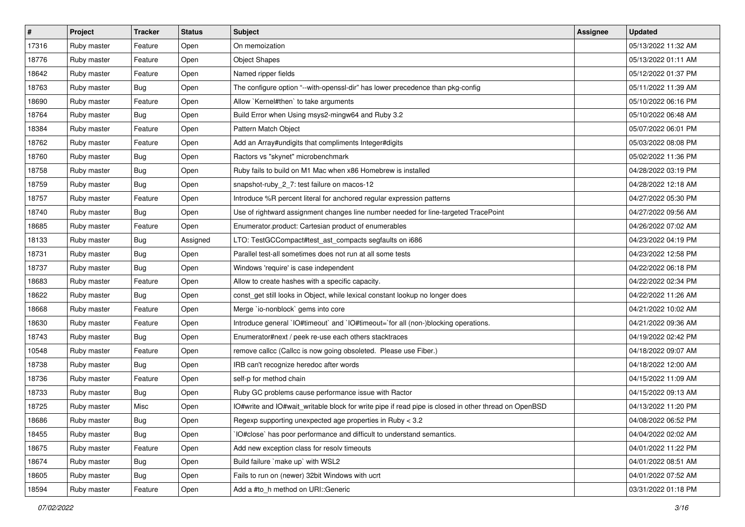| # | Project | Tracker | Status | Subject | Assignee | Updated |
| --- | --- | --- | --- | --- | --- | --- |
| 17316 | Ruby master | Feature | Open | On memoization | | 05/13/2022 11:32 AM |
| 18776 | Ruby master | Feature | Open | Object Shapes | | 05/13/2022 01:11 AM |
| 18642 | Ruby master | Feature | Open | Named ripper fields | | 05/12/2022 01:37 PM |
| 18763 | Ruby master | Bug | Open | The configure option "--with-openssl-dir" has lower precedence than pkg-config | | 05/11/2022 11:39 AM |
| 18690 | Ruby master | Feature | Open | Allow `Kernel#then` to take arguments | | 05/10/2022 06:16 PM |
| 18764 | Ruby master | Bug | Open | Build Error when Using msys2-mingw64 and Ruby 3.2 | | 05/10/2022 06:48 AM |
| 18384 | Ruby master | Feature | Open | Pattern Match Object | | 05/07/2022 06:01 PM |
| 18762 | Ruby master | Feature | Open | Add an Array#undigits that compliments Integer#digits | | 05/03/2022 08:08 PM |
| 18760 | Ruby master | Bug | Open | Ractors vs "skynet" microbenchmark | | 05/02/2022 11:36 PM |
| 18758 | Ruby master | Bug | Open | Ruby fails to build on M1 Mac when x86 Homebrew is installed | | 04/28/2022 03:19 PM |
| 18759 | Ruby master | Bug | Open | snapshot-ruby_2_7: test failure on macos-12 | | 04/28/2022 12:18 AM |
| 18757 | Ruby master | Feature | Open | Introduce %R percent literal for anchored regular expression patterns | | 04/27/2022 05:30 PM |
| 18740 | Ruby master | Bug | Open | Use of rightward assignment changes line number needed for line-targeted TracePoint | | 04/27/2022 09:56 AM |
| 18685 | Ruby master | Feature | Open | Enumerator.product: Cartesian product of enumerables | | 04/26/2022 07:02 AM |
| 18133 | Ruby master | Bug | Assigned | LTO: TestGCCompact#test_ast_compacts segfaults on i686 | | 04/23/2022 04:19 PM |
| 18731 | Ruby master | Bug | Open | Parallel test-all sometimes does not run at all some tests | | 04/23/2022 12:58 PM |
| 18737 | Ruby master | Bug | Open | Windows 'require' is case independent | | 04/22/2022 06:18 PM |
| 18683 | Ruby master | Feature | Open | Allow to create hashes with a specific capacity. | | 04/22/2022 02:34 PM |
| 18622 | Ruby master | Bug | Open | const_get still looks in Object, while lexical constant lookup no longer does | | 04/22/2022 11:26 AM |
| 18668 | Ruby master | Feature | Open | Merge `io-nonblock` gems into core | | 04/21/2022 10:02 AM |
| 18630 | Ruby master | Feature | Open | Introduce general `IO#timeout` and `IO#timeout=`for all (non-)blocking operations. | | 04/21/2022 09:36 AM |
| 18743 | Ruby master | Bug | Open | Enumerator#next / peek re-use each others stacktraces | | 04/19/2022 02:42 PM |
| 10548 | Ruby master | Feature | Open | remove callcc (Callcc is now going obsoleted. Please use Fiber.) | | 04/18/2022 09:07 AM |
| 18738 | Ruby master | Bug | Open | IRB can't recognize heredoc after words | | 04/18/2022 12:00 AM |
| 18736 | Ruby master | Feature | Open | self-p for method chain | | 04/15/2022 11:09 AM |
| 18733 | Ruby master | Bug | Open | Ruby GC problems cause performance issue with Ractor | | 04/15/2022 09:13 AM |
| 18725 | Ruby master | Misc | Open | IO#write and IO#wait_writable block for write pipe if read pipe is closed in other thread on OpenBSD | | 04/13/2022 11:20 PM |
| 18686 | Ruby master | Bug | Open | Regexp supporting unexpected age properties in Ruby < 3.2 | | 04/08/2022 06:52 PM |
| 18455 | Ruby master | Bug | Open | `IO#close` has poor performance and difficult to understand semantics. | | 04/04/2022 02:02 AM |
| 18675 | Ruby master | Feature | Open | Add new exception class for resolv timeouts | | 04/01/2022 11:22 PM |
| 18674 | Ruby master | Bug | Open | Build failure `make up` with WSL2 | | 04/01/2022 08:51 AM |
| 18605 | Ruby master | Bug | Open | Fails to run on (newer) 32bit Windows with ucrt | | 04/01/2022 07:52 AM |
| 18594 | Ruby master | Feature | Open | Add a #to_h method on URI::Generic | | 03/31/2022 01:18 PM |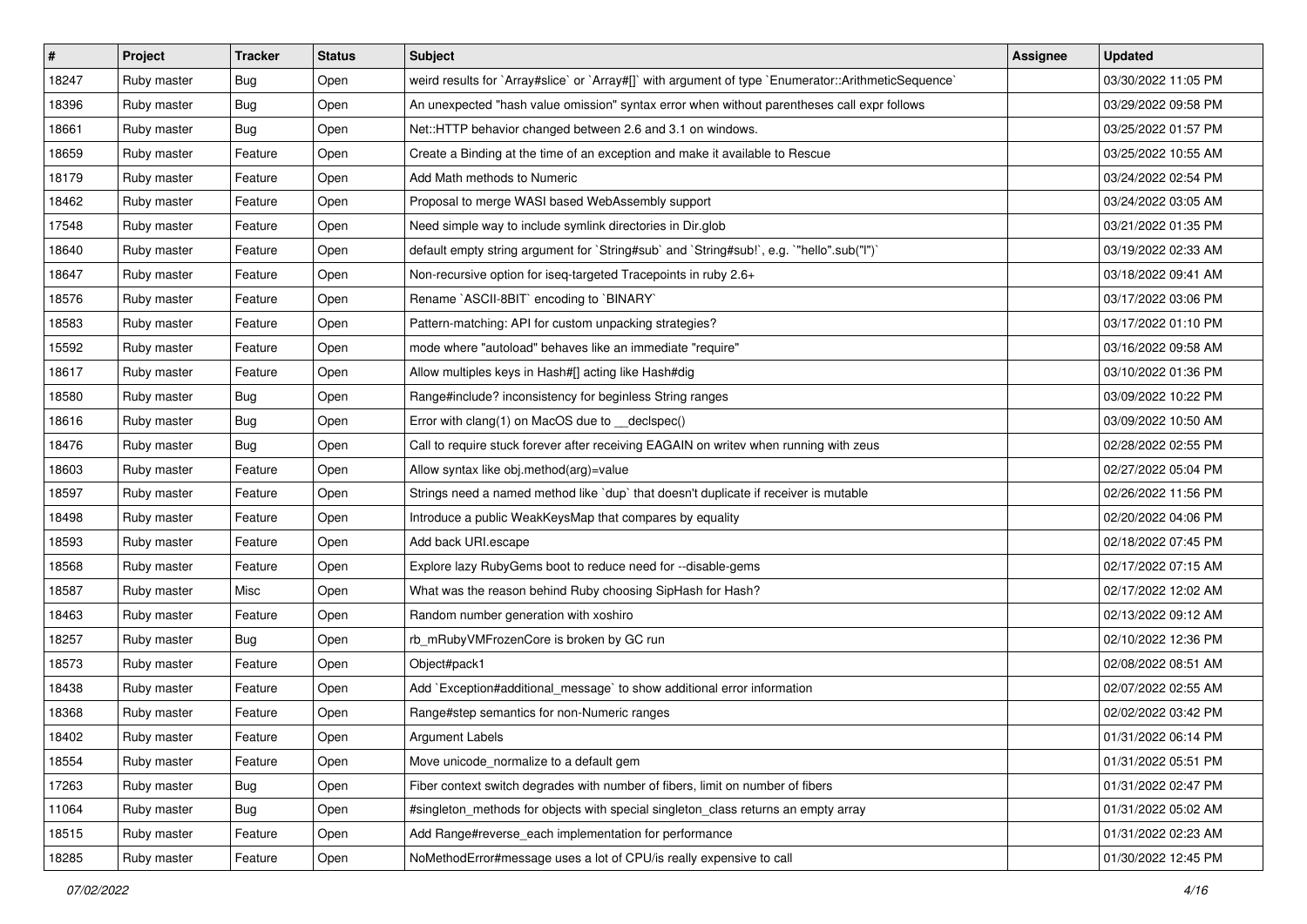| # | Project | Tracker | Status | Subject | Assignee | Updated |
| --- | --- | --- | --- | --- | --- | --- |
| 18247 | Ruby master | Bug | Open | weird results for `Array#slice` or `Array#[]` with argument of type `Enumerator::ArithmeticSequence` | | 03/30/2022 11:05 PM |
| 18396 | Ruby master | Bug | Open | An unexpected "hash value omission" syntax error when without parentheses call expr follows | | 03/29/2022 09:58 PM |
| 18661 | Ruby master | Bug | Open | Net::HTTP behavior changed between 2.6 and 3.1 on windows. | | 03/25/2022 01:57 PM |
| 18659 | Ruby master | Feature | Open | Create a Binding at the time of an exception and make it available to Rescue | | 03/25/2022 10:55 AM |
| 18179 | Ruby master | Feature | Open | Add Math methods to Numeric | | 03/24/2022 02:54 PM |
| 18462 | Ruby master | Feature | Open | Proposal to merge WASI based WebAssembly support | | 03/24/2022 03:05 AM |
| 17548 | Ruby master | Feature | Open | Need simple way to include symlink directories in Dir.glob | | 03/21/2022 01:35 PM |
| 18640 | Ruby master | Feature | Open | default empty string argument for `String#sub` and `String#sub!`, e.g. `"hello".sub("l")` | | 03/19/2022 02:33 AM |
| 18647 | Ruby master | Feature | Open | Non-recursive option for iseq-targeted Tracepoints in ruby 2.6+ | | 03/18/2022 09:41 AM |
| 18576 | Ruby master | Feature | Open | Rename `ASCII-8BIT` encoding to `BINARY` | | 03/17/2022 03:06 PM |
| 18583 | Ruby master | Feature | Open | Pattern-matching: API for custom unpacking strategies? | | 03/17/2022 01:10 PM |
| 15592 | Ruby master | Feature | Open | mode where "autoload" behaves like an immediate "require" | | 03/16/2022 09:58 AM |
| 18617 | Ruby master | Feature | Open | Allow multiples keys in Hash#[] acting like Hash#dig | | 03/10/2022 01:36 PM |
| 18580 | Ruby master | Bug | Open | Range#include? inconsistency for beginless String ranges | | 03/09/2022 10:22 PM |
| 18616 | Ruby master | Bug | Open | Error with clang(1) on MacOS due to __declspec() | | 03/09/2022 10:50 AM |
| 18476 | Ruby master | Bug | Open | Call to require stuck forever after receiving EAGAIN on writev when running with zeus | | 02/28/2022 02:55 PM |
| 18603 | Ruby master | Feature | Open | Allow syntax like obj.method(arg)=value | | 02/27/2022 05:04 PM |
| 18597 | Ruby master | Feature | Open | Strings need a named method like `dup` that doesn't duplicate if receiver is mutable | | 02/26/2022 11:56 PM |
| 18498 | Ruby master | Feature | Open | Introduce a public WeakKeysMap that compares by equality | | 02/20/2022 04:06 PM |
| 18593 | Ruby master | Feature | Open | Add back URI.escape | | 02/18/2022 07:45 PM |
| 18568 | Ruby master | Feature | Open | Explore lazy RubyGems boot to reduce need for --disable-gems | | 02/17/2022 07:15 AM |
| 18587 | Ruby master | Misc | Open | What was the reason behind Ruby choosing SipHash for Hash? | | 02/17/2022 12:02 AM |
| 18463 | Ruby master | Feature | Open | Random number generation with xoshiro | | 02/13/2022 09:12 AM |
| 18257 | Ruby master | Bug | Open | rb_mRubyVMFrozenCore is broken by GC run | | 02/10/2022 12:36 PM |
| 18573 | Ruby master | Feature | Open | Object#pack1 | | 02/08/2022 08:51 AM |
| 18438 | Ruby master | Feature | Open | Add `Exception#additional_message` to show additional error information | | 02/07/2022 02:55 AM |
| 18368 | Ruby master | Feature | Open | Range#step semantics for non-Numeric ranges | | 02/02/2022 03:42 PM |
| 18402 | Ruby master | Feature | Open | Argument Labels | | 01/31/2022 06:14 PM |
| 18554 | Ruby master | Feature | Open | Move unicode_normalize to a default gem | | 01/31/2022 05:51 PM |
| 17263 | Ruby master | Bug | Open | Fiber context switch degrades with number of fibers, limit on number of fibers | | 01/31/2022 02:47 PM |
| 11064 | Ruby master | Bug | Open | #singleton_methods for objects with special singleton_class returns an empty array | | 01/31/2022 05:02 AM |
| 18515 | Ruby master | Feature | Open | Add Range#reverse_each implementation for performance | | 01/31/2022 02:23 AM |
| 18285 | Ruby master | Feature | Open | NoMethodError#message uses a lot of CPU/is really expensive to call | | 01/30/2022 12:45 PM |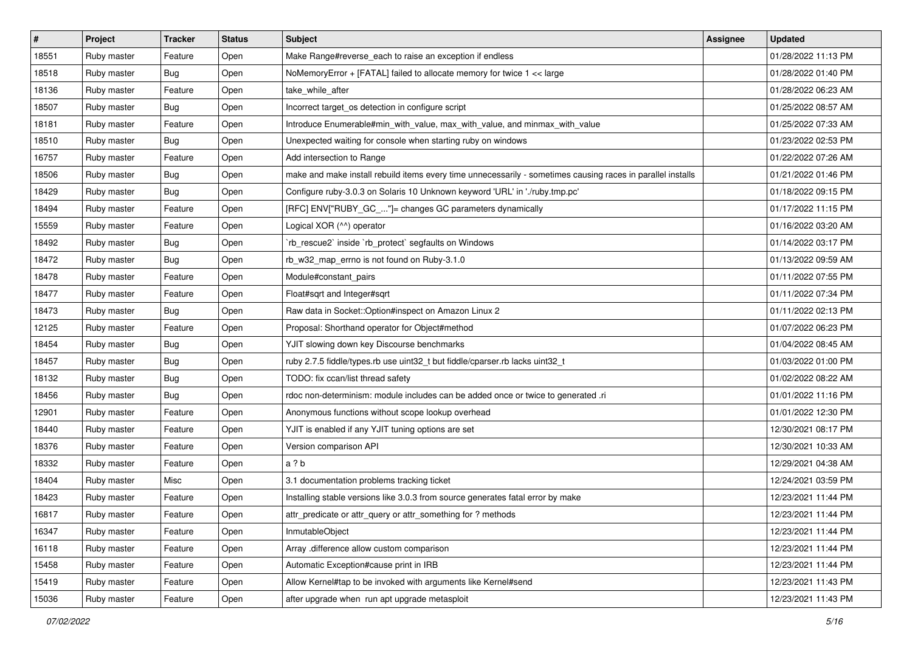| # | Project | Tracker | Status | Subject | Assignee | Updated |
|---|---|---|---|---|---|---|
| 18551 | Ruby master | Feature | Open | Make Range#reverse_each to raise an exception if endless | | 01/28/2022 11:13 PM |
| 18518 | Ruby master | Bug | Open | NoMemoryError + [FATAL] failed to allocate memory for twice 1 << large | | 01/28/2022 01:40 PM |
| 18136 | Ruby master | Feature | Open | take_while_after | | 01/28/2022 06:23 AM |
| 18507 | Ruby master | Bug | Open | Incorrect target_os detection in configure script | | 01/25/2022 08:57 AM |
| 18181 | Ruby master | Feature | Open | Introduce Enumerable#min_with_value, max_with_value, and minmax_with_value | | 01/25/2022 07:33 AM |
| 18510 | Ruby master | Bug | Open | Unexpected waiting for console when starting ruby on windows | | 01/23/2022 02:53 PM |
| 16757 | Ruby master | Feature | Open | Add intersection to Range | | 01/22/2022 07:26 AM |
| 18506 | Ruby master | Bug | Open | make and make install rebuild items every time unnecessarily - sometimes causing races in parallel installs | | 01/21/2022 01:46 PM |
| 18429 | Ruby master | Bug | Open | Configure ruby-3.0.3 on Solaris 10 Unknown keyword 'URL' in './ruby.tmp.pc' | | 01/18/2022 09:15 PM |
| 18494 | Ruby master | Feature | Open | [RFC] ENV["RUBY_GC_..."]= changes GC parameters dynamically | | 01/17/2022 11:15 PM |
| 15559 | Ruby master | Feature | Open | Logical XOR (^^) operator | | 01/16/2022 03:20 AM |
| 18492 | Ruby master | Bug | Open | `rb_rescue2` inside `rb_protect` segfaults on Windows | | 01/14/2022 03:17 PM |
| 18472 | Ruby master | Bug | Open | rb_w32_map_errno is not found on Ruby-3.1.0 | | 01/13/2022 09:59 AM |
| 18478 | Ruby master | Feature | Open | Module#constant_pairs | | 01/11/2022 07:55 PM |
| 18477 | Ruby master | Feature | Open | Float#sqrt and Integer#sqrt | | 01/11/2022 07:34 PM |
| 18473 | Ruby master | Bug | Open | Raw data in Socket::Option#inspect on Amazon Linux 2 | | 01/11/2022 02:13 PM |
| 12125 | Ruby master | Feature | Open | Proposal: Shorthand operator for Object#method | | 01/07/2022 06:23 PM |
| 18454 | Ruby master | Bug | Open | YJIT slowing down key Discourse benchmarks | | 01/04/2022 08:45 AM |
| 18457 | Ruby master | Bug | Open | ruby 2.7.5 fiddle/types.rb use uint32_t but fiddle/cparser.rb lacks uint32_t | | 01/03/2022 01:00 PM |
| 18132 | Ruby master | Bug | Open | TODO: fix ccan/list thread safety | | 01/02/2022 08:22 AM |
| 18456 | Ruby master | Bug | Open | rdoc non-determinism: module includes can be added once or twice to generated .ri | | 01/01/2022 11:16 PM |
| 12901 | Ruby master | Feature | Open | Anonymous functions without scope lookup overhead | | 01/01/2022 12:30 PM |
| 18440 | Ruby master | Feature | Open | YJIT is enabled if any YJIT tuning options are set | | 12/30/2021 08:17 PM |
| 18376 | Ruby master | Feature | Open | Version comparison API | | 12/30/2021 10:33 AM |
| 18332 | Ruby master | Feature | Open | a ? b | | 12/29/2021 04:38 AM |
| 18404 | Ruby master | Misc | Open | 3.1 documentation problems tracking ticket | | 12/24/2021 03:59 PM |
| 18423 | Ruby master | Feature | Open | Installing stable versions like 3.0.3 from source generates fatal error by make | | 12/23/2021 11:44 PM |
| 16817 | Ruby master | Feature | Open | attr_predicate or attr_query or attr_something for ? methods | | 12/23/2021 11:44 PM |
| 16347 | Ruby master | Feature | Open | InmutableObject | | 12/23/2021 11:44 PM |
| 16118 | Ruby master | Feature | Open | Array .difference allow custom comparison | | 12/23/2021 11:44 PM |
| 15458 | Ruby master | Feature | Open | Automatic Exception#cause print in IRB | | 12/23/2021 11:44 PM |
| 15419 | Ruby master | Feature | Open | Allow Kernel#tap to be invoked with arguments like Kernel#send | | 12/23/2021 11:43 PM |
| 15036 | Ruby master | Feature | Open | after upgrade when  run apt upgrade metasploit | | 12/23/2021 11:43 PM |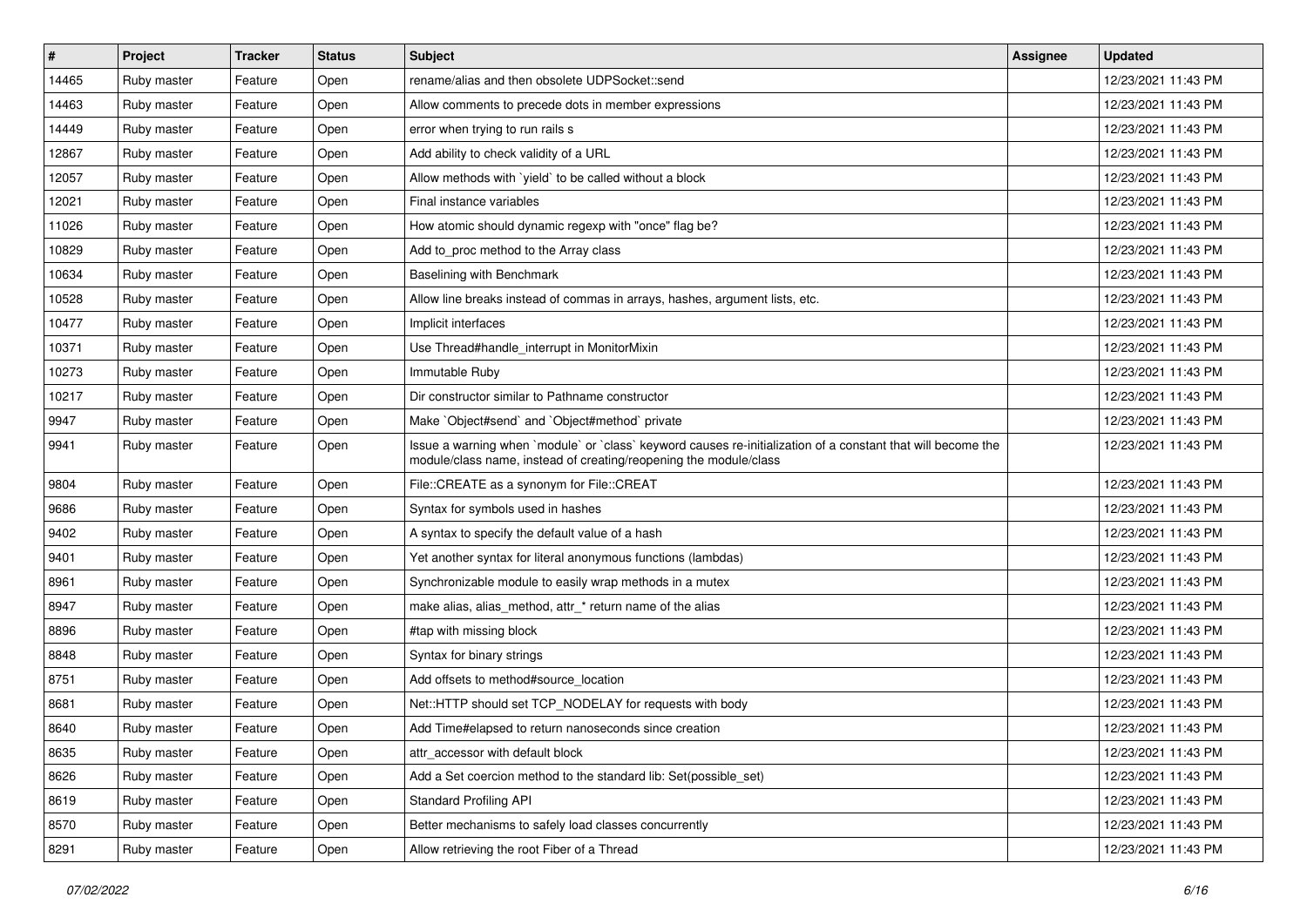| # | Project | Tracker | Status | Subject | Assignee | Updated |
|---|---|---|---|---|---|---|
| 14465 | Ruby master | Feature | Open | rename/alias and then obsolete UDPSocket::send | | 12/23/2021 11:43 PM |
| 14463 | Ruby master | Feature | Open | Allow comments to precede dots in member expressions | | 12/23/2021 11:43 PM |
| 14449 | Ruby master | Feature | Open | error when trying to run rails s | | 12/23/2021 11:43 PM |
| 12867 | Ruby master | Feature | Open | Add ability to check validity of a URL | | 12/23/2021 11:43 PM |
| 12057 | Ruby master | Feature | Open | Allow methods with `yield` to be called without a block | | 12/23/2021 11:43 PM |
| 12021 | Ruby master | Feature | Open | Final instance variables | | 12/23/2021 11:43 PM |
| 11026 | Ruby master | Feature | Open | How atomic should dynamic regexp with "once" flag be? | | 12/23/2021 11:43 PM |
| 10829 | Ruby master | Feature | Open | Add to_proc method to the Array class | | 12/23/2021 11:43 PM |
| 10634 | Ruby master | Feature | Open | Baselining with Benchmark | | 12/23/2021 11:43 PM |
| 10528 | Ruby master | Feature | Open | Allow line breaks instead of commas in arrays, hashes, argument lists, etc. | | 12/23/2021 11:43 PM |
| 10477 | Ruby master | Feature | Open | Implicit interfaces | | 12/23/2021 11:43 PM |
| 10371 | Ruby master | Feature | Open | Use Thread#handle_interrupt in MonitorMixin | | 12/23/2021 11:43 PM |
| 10273 | Ruby master | Feature | Open | Immutable Ruby | | 12/23/2021 11:43 PM |
| 10217 | Ruby master | Feature | Open | Dir constructor similar to Pathname constructor | | 12/23/2021 11:43 PM |
| 9947 | Ruby master | Feature | Open | Make `Object#send` and `Object#method` private | | 12/23/2021 11:43 PM |
| 9941 | Ruby master | Feature | Open | Issue a warning when `module` or `class` keyword causes re-initialization of a constant that will become the module/class name, instead of creating/reopening the module/class | | 12/23/2021 11:43 PM |
| 9804 | Ruby master | Feature | Open | File::CREATE as a synonym for File::CREAT | | 12/23/2021 11:43 PM |
| 9686 | Ruby master | Feature | Open | Syntax for symbols used in hashes | | 12/23/2021 11:43 PM |
| 9402 | Ruby master | Feature | Open | A syntax to specify the default value of a hash | | 12/23/2021 11:43 PM |
| 9401 | Ruby master | Feature | Open | Yet another syntax for literal anonymous functions (lambdas) | | 12/23/2021 11:43 PM |
| 8961 | Ruby master | Feature | Open | Synchronizable module to easily wrap methods in a mutex | | 12/23/2021 11:43 PM |
| 8947 | Ruby master | Feature | Open | make alias, alias_method, attr_* return name of the alias | | 12/23/2021 11:43 PM |
| 8896 | Ruby master | Feature | Open | #tap with missing block | | 12/23/2021 11:43 PM |
| 8848 | Ruby master | Feature | Open | Syntax for binary strings | | 12/23/2021 11:43 PM |
| 8751 | Ruby master | Feature | Open | Add offsets to method#source_location | | 12/23/2021 11:43 PM |
| 8681 | Ruby master | Feature | Open | Net::HTTP should set TCP_NODELAY for requests with body | | 12/23/2021 11:43 PM |
| 8640 | Ruby master | Feature | Open | Add Time#elapsed to return nanoseconds since creation | | 12/23/2021 11:43 PM |
| 8635 | Ruby master | Feature | Open | attr_accessor with default block | | 12/23/2021 11:43 PM |
| 8626 | Ruby master | Feature | Open | Add a Set coercion method to the standard lib: Set(possible_set) | | 12/23/2021 11:43 PM |
| 8619 | Ruby master | Feature | Open | Standard Profiling API | | 12/23/2021 11:43 PM |
| 8570 | Ruby master | Feature | Open | Better mechanisms to safely load classes concurrently | | 12/23/2021 11:43 PM |
| 8291 | Ruby master | Feature | Open | Allow retrieving the root Fiber of a Thread | | 12/23/2021 11:43 PM |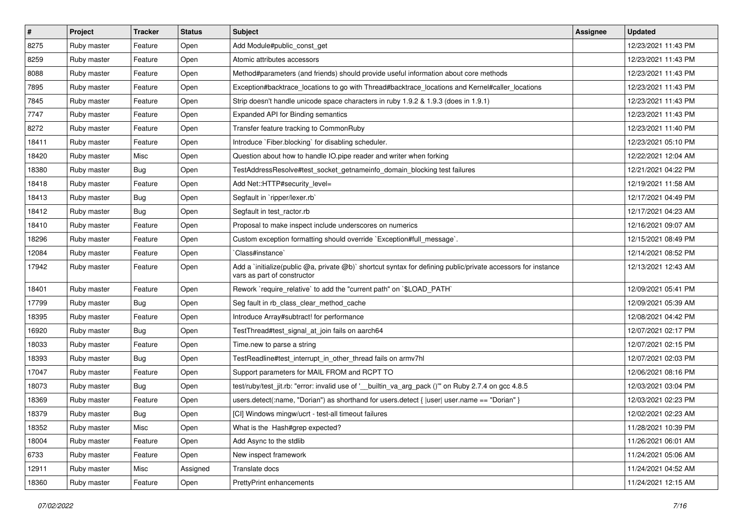| # | Project | Tracker | Status | Subject | Assignee | Updated |
|---|---|---|---|---|---|---|
| 8275 | Ruby master | Feature | Open | Add Module#public_const_get | | 12/23/2021 11:43 PM |
| 8259 | Ruby master | Feature | Open | Atomic attributes accessors | | 12/23/2021 11:43 PM |
| 8088 | Ruby master | Feature | Open | Method#parameters (and friends) should provide useful information about core methods | | 12/23/2021 11:43 PM |
| 7895 | Ruby master | Feature | Open | Exception#backtrace_locations to go with Thread#backtrace_locations and Kernel#caller_locations | | 12/23/2021 11:43 PM |
| 7845 | Ruby master | Feature | Open | Strip doesn't handle unicode space characters in ruby 1.9.2 & 1.9.3 (does in 1.9.1) | | 12/23/2021 11:43 PM |
| 7747 | Ruby master | Feature | Open | Expanded API for Binding semantics | | 12/23/2021 11:43 PM |
| 8272 | Ruby master | Feature | Open | Transfer feature tracking to CommonRuby | | 12/23/2021 11:40 PM |
| 18411 | Ruby master | Feature | Open | Introduce `Fiber.blocking` for disabling scheduler. | | 12/23/2021 05:10 PM |
| 18420 | Ruby master | Misc | Open | Question about how to handle IO.pipe reader and writer when forking | | 12/22/2021 12:04 AM |
| 18380 | Ruby master | Bug | Open | TestAddressResolve#test_socket_getnameinfo_domain_blocking test failures | | 12/21/2021 04:22 PM |
| 18418 | Ruby master | Feature | Open | Add Net::HTTP#security_level= | | 12/19/2021 11:58 AM |
| 18413 | Ruby master | Bug | Open | Segfault in `ripper/lexer.rb` | | 12/17/2021 04:49 PM |
| 18412 | Ruby master | Bug | Open | Segfault in test_ractor.rb | | 12/17/2021 04:23 AM |
| 18410 | Ruby master | Feature | Open | Proposal to make inspect include underscores on numerics | | 12/16/2021 09:07 AM |
| 18296 | Ruby master | Feature | Open | Custom exception formatting should override `Exception#full_message`. | | 12/15/2021 08:49 PM |
| 12084 | Ruby master | Feature | Open | `Class#instance` | | 12/14/2021 08:52 PM |
| 17942 | Ruby master | Feature | Open | Add a `initialize(public @a, private @b)` shortcut syntax for defining public/private accessors for instance vars as part of constructor | | 12/13/2021 12:43 AM |
| 18401 | Ruby master | Feature | Open | Rework `require_relative` to add the "current path" on `$LOAD_PATH` | | 12/09/2021 05:41 PM |
| 17799 | Ruby master | Bug | Open | Seg fault in rb_class_clear_method_cache | | 12/09/2021 05:39 AM |
| 18395 | Ruby master | Feature | Open | Introduce Array#subtract! for performance | | 12/08/2021 04:42 PM |
| 16920 | Ruby master | Bug | Open | TestThread#test_signal_at_join fails on aarch64 | | 12/07/2021 02:17 PM |
| 18033 | Ruby master | Feature | Open | Time.new to parse a string | | 12/07/2021 02:15 PM |
| 18393 | Ruby master | Bug | Open | TestReadline#test_interrupt_in_other_thread fails on armv7hl | | 12/07/2021 02:03 PM |
| 17047 | Ruby master | Feature | Open | Support parameters for MAIL FROM and RCPT TO | | 12/06/2021 08:16 PM |
| 18073 | Ruby master | Bug | Open | test/ruby/test_jit.rb: "error: invalid use of '__builtin_va_arg_pack ()'" on Ruby 2.7.4 on gcc 4.8.5 | | 12/03/2021 03:04 PM |
| 18369 | Ruby master | Feature | Open | users.detect(:name, "Dorian") as shorthand for users.detect { \|user\| user.name == "Dorian" } | | 12/03/2021 02:23 PM |
| 18379 | Ruby master | Bug | Open | [CI] Windows mingw/ucrt - test-all timeout failures | | 12/02/2021 02:23 AM |
| 18352 | Ruby master | Misc | Open | What is the Hash#grep expected? | | 11/28/2021 10:39 PM |
| 18004 | Ruby master | Feature | Open | Add Async to the stdlib | | 11/26/2021 06:01 AM |
| 6733 | Ruby master | Feature | Open | New inspect framework | | 11/24/2021 05:06 AM |
| 12911 | Ruby master | Misc | Assigned | Translate docs | | 11/24/2021 04:52 AM |
| 18360 | Ruby master | Feature | Open | PrettyPrint enhancements | | 11/24/2021 12:15 AM |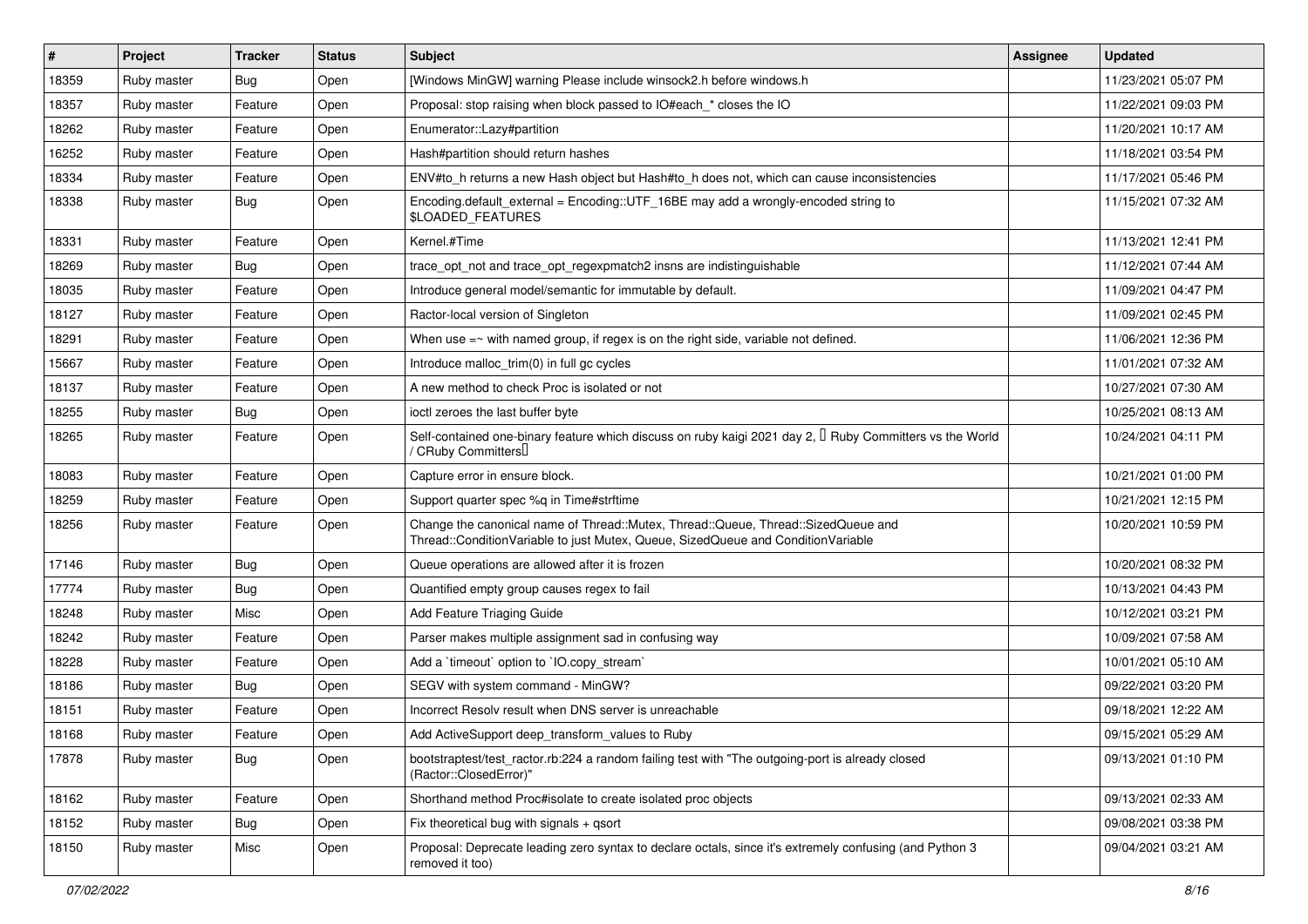| # | Project | Tracker | Status | Subject | Assignee | Updated |
|---|---|---|---|---|---|---|
| 18359 | Ruby master | Bug | Open | [Windows MinGW] warning Please include winsock2.h before windows.h | | 11/23/2021 05:07 PM |
| 18357 | Ruby master | Feature | Open | Proposal: stop raising when block passed to IO#each_* closes the IO | | 11/22/2021 09:03 PM |
| 18262 | Ruby master | Feature | Open | Enumerator::Lazy#partition | | 11/20/2021 10:17 AM |
| 16252 | Ruby master | Feature | Open | Hash#partition should return hashes | | 11/18/2021 03:54 PM |
| 18334 | Ruby master | Feature | Open | ENV#to_h returns a new Hash object but Hash#to_h does not, which can cause inconsistencies | | 11/17/2021 05:46 PM |
| 18338 | Ruby master | Bug | Open | Encoding.default_external = Encoding::UTF_16BE may add a wrongly-encoded string to $LOADED_FEATURES | | 11/15/2021 07:32 AM |
| 18331 | Ruby master | Feature | Open | Kernel.#Time | | 11/13/2021 12:41 PM |
| 18269 | Ruby master | Bug | Open | trace_opt_not and trace_opt_regexpmatch2 insns are indistinguishable | | 11/12/2021 07:44 AM |
| 18035 | Ruby master | Feature | Open | Introduce general model/semantic for immutable by default. | | 11/09/2021 04:47 PM |
| 18127 | Ruby master | Feature | Open | Ractor-local version of Singleton | | 11/09/2021 02:45 PM |
| 18291 | Ruby master | Feature | Open | When use =~ with named group, if regex is on the right side, variable not defined. | | 11/06/2021 12:36 PM |
| 15667 | Ruby master | Feature | Open | Introduce malloc_trim(0) in full gc cycles | | 11/01/2021 07:32 AM |
| 18137 | Ruby master | Feature | Open | A new method to check Proc is isolated or not | | 10/27/2021 07:30 AM |
| 18255 | Ruby master | Bug | Open | ioctl zeroes the last buffer byte | | 10/25/2021 08:13 AM |
| 18265 | Ruby master | Feature | Open | Self-contained one-binary feature which discuss on ruby kaigi 2021 day 2, 「Ruby Committers vs the World / CRuby Committers」 | | 10/24/2021 04:11 PM |
| 18083 | Ruby master | Feature | Open | Capture error in ensure block. | | 10/21/2021 01:00 PM |
| 18259 | Ruby master | Feature | Open | Support quarter spec %q in Time#strftime | | 10/21/2021 12:15 PM |
| 18256 | Ruby master | Feature | Open | Change the canonical name of Thread::Mutex, Thread::Queue, Thread::SizedQueue and Thread::ConditionVariable to just Mutex, Queue, SizedQueue and ConditionVariable | | 10/20/2021 10:59 PM |
| 17146 | Ruby master | Bug | Open | Queue operations are allowed after it is frozen | | 10/20/2021 08:32 PM |
| 17774 | Ruby master | Bug | Open | Quantified empty group causes regex to fail | | 10/13/2021 04:43 PM |
| 18248 | Ruby master | Misc | Open | Add Feature Triaging Guide | | 10/12/2021 03:21 PM |
| 18242 | Ruby master | Feature | Open | Parser makes multiple assignment sad in confusing way | | 10/09/2021 07:58 AM |
| 18228 | Ruby master | Feature | Open | Add a `timeout` option to `IO.copy_stream` | | 10/01/2021 05:10 AM |
| 18186 | Ruby master | Bug | Open | SEGV with system command - MinGW? | | 09/22/2021 03:20 PM |
| 18151 | Ruby master | Feature | Open | Incorrect Resolv result when DNS server is unreachable | | 09/18/2021 12:22 AM |
| 18168 | Ruby master | Feature | Open | Add ActiveSupport deep_transform_values to Ruby | | 09/15/2021 05:29 AM |
| 17878 | Ruby master | Bug | Open | bootstraptest/test_ractor.rb:224 a random failing test with "The outgoing-port is already closed (Ractor::ClosedError)" | | 09/13/2021 01:10 PM |
| 18162 | Ruby master | Feature | Open | Shorthand method Proc#isolate to create isolated proc objects | | 09/13/2021 02:33 AM |
| 18152 | Ruby master | Bug | Open | Fix theoretical bug with signals + qsort | | 09/08/2021 03:38 PM |
| 18150 | Ruby master | Misc | Open | Proposal: Deprecate leading zero syntax to declare octals, since it's extremely confusing (and Python 3 removed it too) | | 09/04/2021 03:21 AM |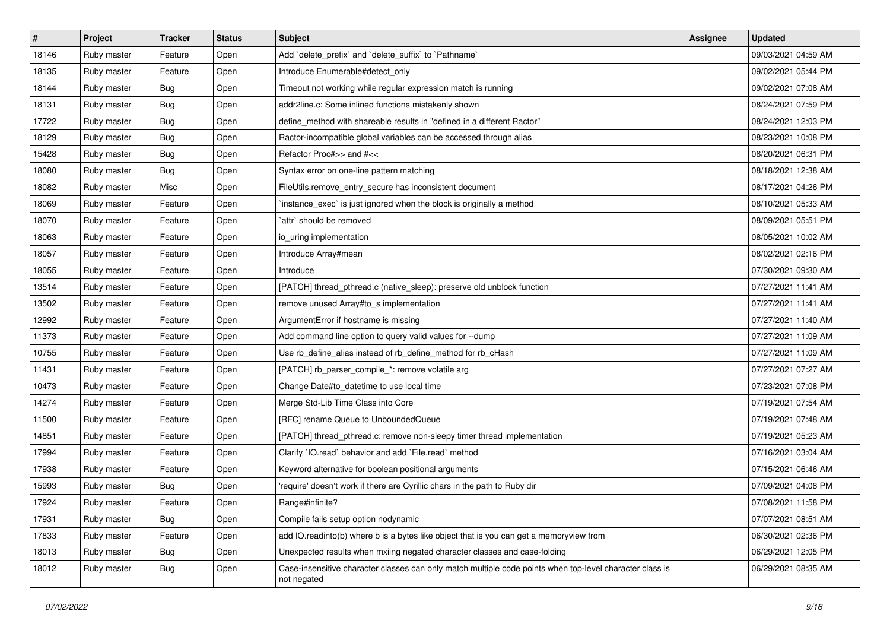| # | Project | Tracker | Status | Subject | Assignee | Updated |
|---|---|---|---|---|---|---|
| 18146 | Ruby master | Feature | Open | Add `delete_prefix` and `delete_suffix` to `Pathname` | | 09/03/2021 04:59 AM |
| 18135 | Ruby master | Feature | Open | Introduce Enumerable#detect_only | | 09/02/2021 05:44 PM |
| 18144 | Ruby master | Bug | Open | Timeout not working while regular expression match is running | | 09/02/2021 07:08 AM |
| 18131 | Ruby master | Bug | Open | addr2line.c: Some inlined functions mistakenly shown | | 08/24/2021 07:59 PM |
| 17722 | Ruby master | Bug | Open | define_method with shareable results in "defined in a different Ractor" | | 08/24/2021 12:03 PM |
| 18129 | Ruby master | Bug | Open | Ractor-incompatible global variables can be accessed through alias | | 08/23/2021 10:08 PM |
| 15428 | Ruby master | Bug | Open | Refactor Proc#>> and #<< | | 08/20/2021 06:31 PM |
| 18080 | Ruby master | Bug | Open | Syntax error on one-line pattern matching | | 08/18/2021 12:38 AM |
| 18082 | Ruby master | Misc | Open | FileUtils.remove_entry_secure has inconsistent document | | 08/17/2021 04:26 PM |
| 18069 | Ruby master | Feature | Open | `instance_exec` is just ignored when the block is originally a method | | 08/10/2021 05:33 AM |
| 18070 | Ruby master | Feature | Open | `attr` should be removed | | 08/09/2021 05:51 PM |
| 18063 | Ruby master | Feature | Open | io_uring implementation | | 08/05/2021 10:02 AM |
| 18057 | Ruby master | Feature | Open | Introduce Array#mean | | 08/02/2021 02:16 PM |
| 18055 | Ruby master | Feature | Open | Introduce | | 07/30/2021 09:30 AM |
| 13514 | Ruby master | Feature | Open | [PATCH] thread_pthread.c (native_sleep): preserve old unblock function | | 07/27/2021 11:41 AM |
| 13502 | Ruby master | Feature | Open | remove unused Array#to_s implementation | | 07/27/2021 11:41 AM |
| 12992 | Ruby master | Feature | Open | ArgumentError if hostname is missing | | 07/27/2021 11:40 AM |
| 11373 | Ruby master | Feature | Open | Add command line option to query valid values for --dump | | 07/27/2021 11:09 AM |
| 10755 | Ruby master | Feature | Open | Use rb_define_alias instead of rb_define_method for rb_cHash | | 07/27/2021 11:09 AM |
| 11431 | Ruby master | Feature | Open | [PATCH] rb_parser_compile_*: remove volatile arg | | 07/27/2021 07:27 AM |
| 10473 | Ruby master | Feature | Open | Change Date#to_datetime to use local time | | 07/23/2021 07:08 PM |
| 14274 | Ruby master | Feature | Open | Merge Std-Lib Time Class into Core | | 07/19/2021 07:54 AM |
| 11500 | Ruby master | Feature | Open | [RFC] rename Queue to UnboundedQueue | | 07/19/2021 07:48 AM |
| 14851 | Ruby master | Feature | Open | [PATCH] thread_pthread.c: remove non-sleepy timer thread implementation | | 07/19/2021 05:23 AM |
| 17994 | Ruby master | Feature | Open | Clarify `IO.read` behavior and add `File.read` method | | 07/16/2021 03:04 AM |
| 17938 | Ruby master | Feature | Open | Keyword alternative for boolean positional arguments | | 07/15/2021 06:46 AM |
| 15993 | Ruby master | Bug | Open | 'require' doesn't work if there are Cyrillic chars in the path to Ruby dir | | 07/09/2021 04:08 PM |
| 17924 | Ruby master | Feature | Open | Range#infinite? | | 07/08/2021 11:58 PM |
| 17931 | Ruby master | Bug | Open | Compile fails setup option nodynamic | | 07/07/2021 08:51 AM |
| 17833 | Ruby master | Feature | Open | add IO.readinto(b) where b is a bytes like object that is you can get a memoryview from | | 06/30/2021 02:36 PM |
| 18013 | Ruby master | Bug | Open | Unexpected results when mxiing negated character classes and case-folding | | 06/29/2021 12:05 PM |
| 18012 | Ruby master | Bug | Open | Case-insensitive character classes can only match multiple code points when top-level character class is not negated | | 06/29/2021 08:35 AM |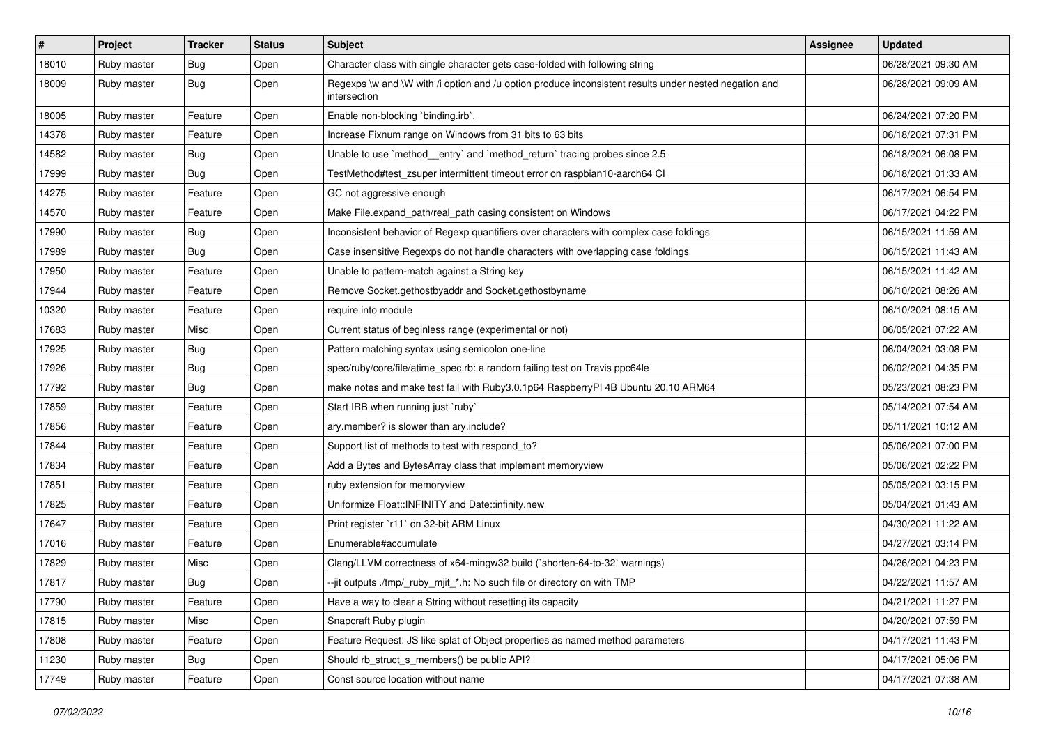| # | Project | Tracker | Status | Subject | Assignee | Updated |
|---|---|---|---|---|---|---|
| 18010 | Ruby master | Bug | Open | Character class with single character gets case-folded with following string | | 06/28/2021 09:30 AM |
| 18009 | Ruby master | Bug | Open | Regexps \w and \W with /i option and /u option produce inconsistent results under nested negation and intersection | | 06/28/2021 09:09 AM |
| 18005 | Ruby master | Feature | Open | Enable non-blocking `binding.irb`. | | 06/24/2021 07:20 PM |
| 14378 | Ruby master | Feature | Open | Increase Fixnum range on Windows from 31 bits to 63 bits | | 06/18/2021 07:31 PM |
| 14582 | Ruby master | Bug | Open | Unable to use `method__entry` and `method_return` tracing probes since 2.5 | | 06/18/2021 06:08 PM |
| 17999 | Ruby master | Bug | Open | TestMethod#test_zsuper intermittent timeout error on raspbian10-aarch64 CI | | 06/18/2021 01:33 AM |
| 14275 | Ruby master | Feature | Open | GC not aggressive enough | | 06/17/2021 06:54 PM |
| 14570 | Ruby master | Feature | Open | Make File.expand_path/real_path casing consistent on Windows | | 06/17/2021 04:22 PM |
| 17990 | Ruby master | Bug | Open | Inconsistent behavior of Regexp quantifiers over characters with complex case foldings | | 06/15/2021 11:59 AM |
| 17989 | Ruby master | Bug | Open | Case insensitive Regexps do not handle characters with overlapping case foldings | | 06/15/2021 11:43 AM |
| 17950 | Ruby master | Feature | Open | Unable to pattern-match against a String key | | 06/15/2021 11:42 AM |
| 17944 | Ruby master | Feature | Open | Remove Socket.gethostbyaddr and Socket.gethostbyname | | 06/10/2021 08:26 AM |
| 10320 | Ruby master | Feature | Open | require into module | | 06/10/2021 08:15 AM |
| 17683 | Ruby master | Misc | Open | Current status of beginless range (experimental or not) | | 06/05/2021 07:22 AM |
| 17925 | Ruby master | Bug | Open | Pattern matching syntax using semicolon one-line | | 06/04/2021 03:08 PM |
| 17926 | Ruby master | Bug | Open | spec/ruby/core/file/atime_spec.rb: a random failing test on Travis ppc64le | | 06/02/2021 04:35 PM |
| 17792 | Ruby master | Bug | Open | make notes and make test fail with Ruby3.0.1p64 RaspberryPI 4B Ubuntu 20.10 ARM64 | | 05/23/2021 08:23 PM |
| 17859 | Ruby master | Feature | Open | Start IRB when running just `ruby` | | 05/14/2021 07:54 AM |
| 17856 | Ruby master | Feature | Open | ary.member? is slower than ary.include? | | 05/11/2021 10:12 AM |
| 17844 | Ruby master | Feature | Open | Support list of methods to test with respond_to? | | 05/06/2021 07:00 PM |
| 17834 | Ruby master | Feature | Open | Add a Bytes and BytesArray class that implement memoryview | | 05/06/2021 02:22 PM |
| 17851 | Ruby master | Feature | Open | ruby extension for memoryview | | 05/05/2021 03:15 PM |
| 17825 | Ruby master | Feature | Open | Uniformize Float::INFINITY and Date::infinity.new | | 05/04/2021 01:43 AM |
| 17647 | Ruby master | Feature | Open | Print register `r11` on 32-bit ARM Linux | | 04/30/2021 11:22 AM |
| 17016 | Ruby master | Feature | Open | Enumerable#accumulate | | 04/27/2021 03:14 PM |
| 17829 | Ruby master | Misc | Open | Clang/LLVM correctness of x64-mingw32 build (`shorten-64-to-32` warnings) | | 04/26/2021 04:23 PM |
| 17817 | Ruby master | Bug | Open | --jit outputs ./tmp/_ruby_mjit_*.h: No such file or directory on with TMP | | 04/22/2021 11:57 AM |
| 17790 | Ruby master | Feature | Open | Have a way to clear a String without resetting its capacity | | 04/21/2021 11:27 PM |
| 17815 | Ruby master | Misc | Open | Snapcraft Ruby plugin | | 04/20/2021 07:59 PM |
| 17808 | Ruby master | Feature | Open | Feature Request: JS like splat of Object properties as named method parameters | | 04/17/2021 11:43 PM |
| 11230 | Ruby master | Bug | Open | Should rb_struct_s_members() be public API? | | 04/17/2021 05:06 PM |
| 17749 | Ruby master | Feature | Open | Const source location without name | | 04/17/2021 07:38 AM |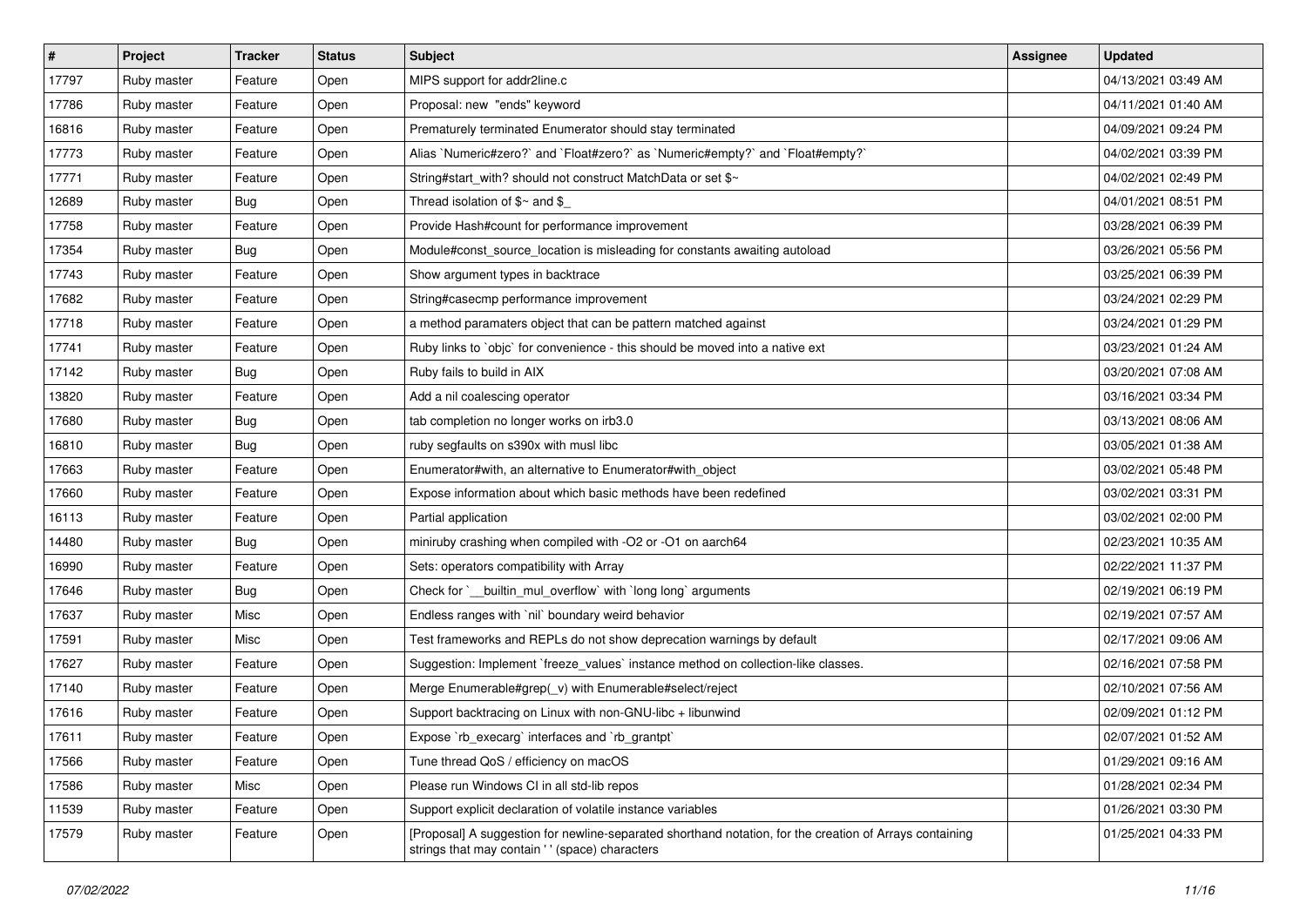| # | Project | Tracker | Status | Subject | Assignee | Updated |
|---|---|---|---|---|---|---|
| 17797 | Ruby master | Feature | Open | MIPS support for addr2line.c | | 04/13/2021 03:49 AM |
| 17786 | Ruby master | Feature | Open | Proposal: new  "ends" keyword | | 04/11/2021 01:40 AM |
| 16816 | Ruby master | Feature | Open | Prematurely terminated Enumerator should stay terminated | | 04/09/2021 09:24 PM |
| 17773 | Ruby master | Feature | Open | Alias `Numeric#zero?` and `Float#zero?` as `Numeric#empty?` and `Float#empty?` | | 04/02/2021 03:39 PM |
| 17771 | Ruby master | Feature | Open | String#start_with? should not construct MatchData or set $~ | | 04/02/2021 02:49 PM |
| 12689 | Ruby master | Bug | Open | Thread isolation of $~ and $_ | | 04/01/2021 08:51 PM |
| 17758 | Ruby master | Feature | Open | Provide Hash#count for performance improvement | | 03/28/2021 06:39 PM |
| 17354 | Ruby master | Bug | Open | Module#const_source_location is misleading for constants awaiting autoload | | 03/26/2021 05:56 PM |
| 17743 | Ruby master | Feature | Open | Show argument types in backtrace | | 03/25/2021 06:39 PM |
| 17682 | Ruby master | Feature | Open | String#casecmp performance improvement | | 03/24/2021 02:29 PM |
| 17718 | Ruby master | Feature | Open | a method paramaters object that can be pattern matched against | | 03/24/2021 01:29 PM |
| 17741 | Ruby master | Feature | Open | Ruby links to `objc` for convenience - this should be moved into a native ext | | 03/23/2021 01:24 AM |
| 17142 | Ruby master | Bug | Open | Ruby fails to build in AIX | | 03/20/2021 07:08 AM |
| 13820 | Ruby master | Feature | Open | Add a nil coalescing operator | | 03/16/2021 03:34 PM |
| 17680 | Ruby master | Bug | Open | tab completion no longer works on irb3.0 | | 03/13/2021 08:06 AM |
| 16810 | Ruby master | Bug | Open | ruby segfaults on s390x with musl libc | | 03/05/2021 01:38 AM |
| 17663 | Ruby master | Feature | Open | Enumerator#with, an alternative to Enumerator#with_object | | 03/02/2021 05:48 PM |
| 17660 | Ruby master | Feature | Open | Expose information about which basic methods have been redefined | | 03/02/2021 03:31 PM |
| 16113 | Ruby master | Feature | Open | Partial application | | 03/02/2021 02:00 PM |
| 14480 | Ruby master | Bug | Open | miniruby crashing when compiled with -O2 or -O1 on aarch64 | | 02/23/2021 10:35 AM |
| 16990 | Ruby master | Feature | Open | Sets: operators compatibility with Array | | 02/22/2021 11:37 PM |
| 17646 | Ruby master | Bug | Open | Check for `__builtin_mul_overflow` with `long long` arguments | | 02/19/2021 06:19 PM |
| 17637 | Ruby master | Misc | Open | Endless ranges with `nil` boundary weird behavior | | 02/19/2021 07:57 AM |
| 17591 | Ruby master | Misc | Open | Test frameworks and REPLs do not show deprecation warnings by default | | 02/17/2021 09:06 AM |
| 17627 | Ruby master | Feature | Open | Suggestion: Implement `freeze_values` instance method on collection-like classes. | | 02/16/2021 07:58 PM |
| 17140 | Ruby master | Feature | Open | Merge Enumerable#grep(_v) with Enumerable#select/reject | | 02/10/2021 07:56 AM |
| 17616 | Ruby master | Feature | Open | Support backtracing on Linux with non-GNU-libc + libunwind | | 02/09/2021 01:12 PM |
| 17611 | Ruby master | Feature | Open | Expose `rb_execarg` interfaces and `rb_grantpt` | | 02/07/2021 01:52 AM |
| 17566 | Ruby master | Feature | Open | Tune thread QoS / efficiency on macOS | | 01/29/2021 09:16 AM |
| 17586 | Ruby master | Misc | Open | Please run Windows CI in all std-lib repos | | 01/28/2021 02:34 PM |
| 11539 | Ruby master | Feature | Open | Support explicit declaration of volatile instance variables | | 01/26/2021 03:30 PM |
| 17579 | Ruby master | Feature | Open | [Proposal] A suggestion for newline-separated shorthand notation, for the creation of Arrays containing strings that may contain ' ' (space) characters | | 01/25/2021 04:33 PM |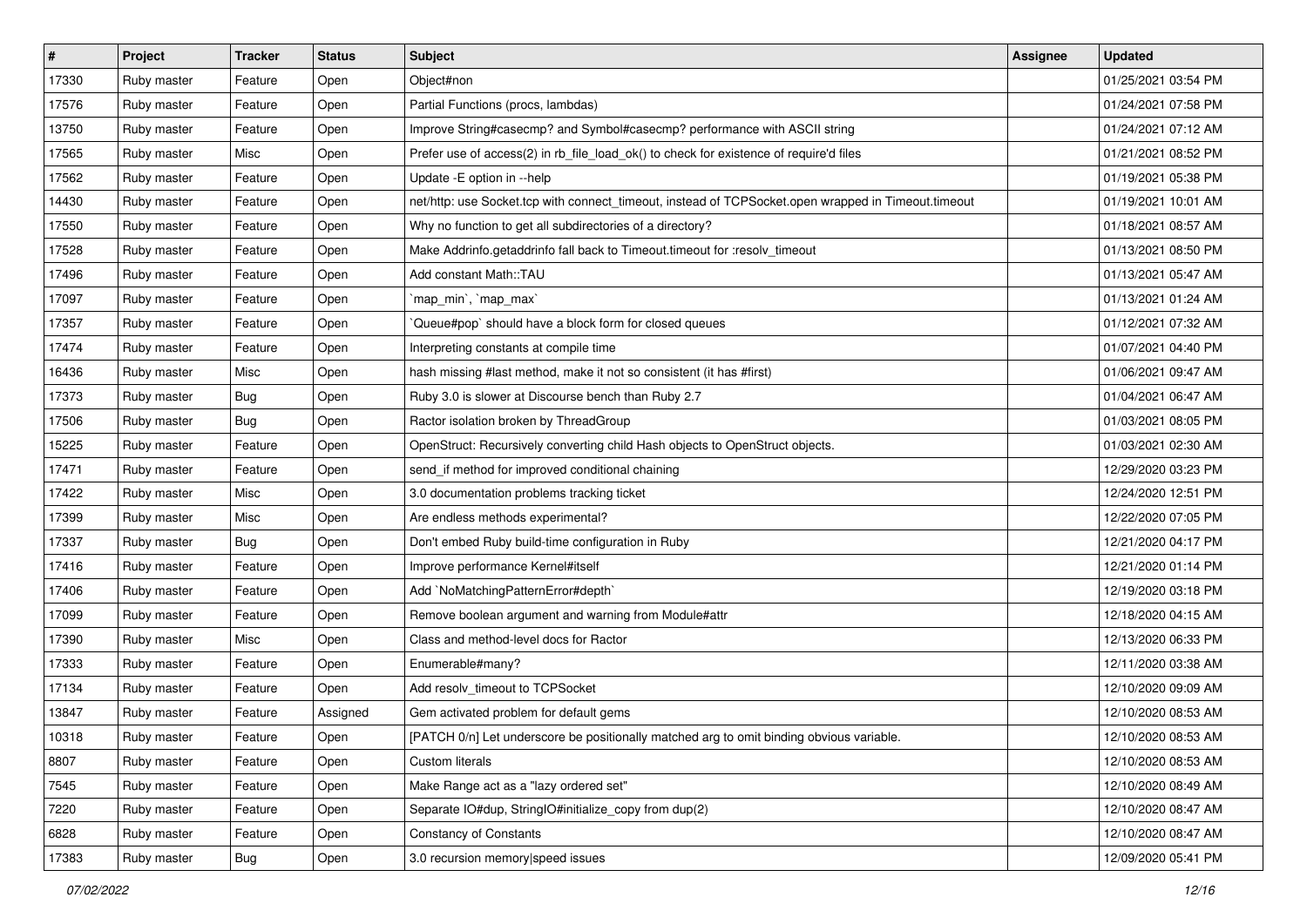| # | Project | Tracker | Status | Subject | Assignee | Updated |
|---|---|---|---|---|---|---|
| 17330 | Ruby master | Feature | Open | Object#non | | 01/25/2021 03:54 PM |
| 17576 | Ruby master | Feature | Open | Partial Functions (procs, lambdas) | | 01/24/2021 07:58 PM |
| 13750 | Ruby master | Feature | Open | Improve String#casecmp? and Symbol#casecmp? performance with ASCII string | | 01/24/2021 07:12 AM |
| 17565 | Ruby master | Misc | Open | Prefer use of access(2) in rb_file_load_ok() to check for existence of require'd files | | 01/21/2021 08:52 PM |
| 17562 | Ruby master | Feature | Open | Update -E option in --help | | 01/19/2021 05:38 PM |
| 14430 | Ruby master | Feature | Open | net/http: use Socket.tcp with connect_timeout, instead of TCPSocket.open wrapped in Timeout.timeout | | 01/19/2021 10:01 AM |
| 17550 | Ruby master | Feature | Open | Why no function to get all subdirectories of a directory? | | 01/18/2021 08:57 AM |
| 17528 | Ruby master | Feature | Open | Make Addrinfo.getaddrinfo fall back to Timeout.timeout for :resolv_timeout | | 01/13/2021 08:50 PM |
| 17496 | Ruby master | Feature | Open | Add constant Math::TAU | | 01/13/2021 05:47 AM |
| 17097 | Ruby master | Feature | Open | `map_min`, `map_max` | | 01/13/2021 01:24 AM |
| 17357 | Ruby master | Feature | Open | `Queue#pop` should have a block form for closed queues | | 01/12/2021 07:32 AM |
| 17474 | Ruby master | Feature | Open | Interpreting constants at compile time | | 01/07/2021 04:40 PM |
| 16436 | Ruby master | Misc | Open | hash missing #last method, make it not so consistent (it has #first) | | 01/06/2021 09:47 AM |
| 17373 | Ruby master | Bug | Open | Ruby 3.0 is slower at Discourse bench than Ruby 2.7 | | 01/04/2021 06:47 AM |
| 17506 | Ruby master | Bug | Open | Ractor isolation broken by ThreadGroup | | 01/03/2021 08:05 PM |
| 15225 | Ruby master | Feature | Open | OpenStruct: Recursively converting child Hash objects to OpenStruct objects. | | 01/03/2021 02:30 AM |
| 17471 | Ruby master | Feature | Open | send_if method for improved conditional chaining | | 12/29/2020 03:23 PM |
| 17422 | Ruby master | Misc | Open | 3.0 documentation problems tracking ticket | | 12/24/2020 12:51 PM |
| 17399 | Ruby master | Misc | Open | Are endless methods experimental? | | 12/22/2020 07:05 PM |
| 17337 | Ruby master | Bug | Open | Don't embed Ruby build-time configuration in Ruby | | 12/21/2020 04:17 PM |
| 17416 | Ruby master | Feature | Open | Improve performance Kernel#itself | | 12/21/2020 01:14 PM |
| 17406 | Ruby master | Feature | Open | Add `NoMatchingPatternError#depth` | | 12/19/2020 03:18 PM |
| 17099 | Ruby master | Feature | Open | Remove boolean argument and warning from Module#attr | | 12/18/2020 04:15 AM |
| 17390 | Ruby master | Misc | Open | Class and method-level docs for Ractor | | 12/13/2020 06:33 PM |
| 17333 | Ruby master | Feature | Open | Enumerable#many? | | 12/11/2020 03:38 AM |
| 17134 | Ruby master | Feature | Open | Add resolv_timeout to TCPSocket | | 12/10/2020 09:09 AM |
| 13847 | Ruby master | Feature | Assigned | Gem activated problem for default gems | | 12/10/2020 08:53 AM |
| 10318 | Ruby master | Feature | Open | [PATCH 0/n] Let underscore be positionally matched arg to omit binding obvious variable. | | 12/10/2020 08:53 AM |
| 8807 | Ruby master | Feature | Open | Custom literals | | 12/10/2020 08:53 AM |
| 7545 | Ruby master | Feature | Open | Make Range act as a "lazy ordered set" | | 12/10/2020 08:49 AM |
| 7220 | Ruby master | Feature | Open | Separate IO#dup, StringIO#initialize_copy from dup(2) | | 12/10/2020 08:47 AM |
| 6828 | Ruby master | Feature | Open | Constancy of Constants | | 12/10/2020 08:47 AM |
| 17383 | Ruby master | Bug | Open | 3.0 recursion memory\|speed issues | | 12/09/2020 05:41 PM |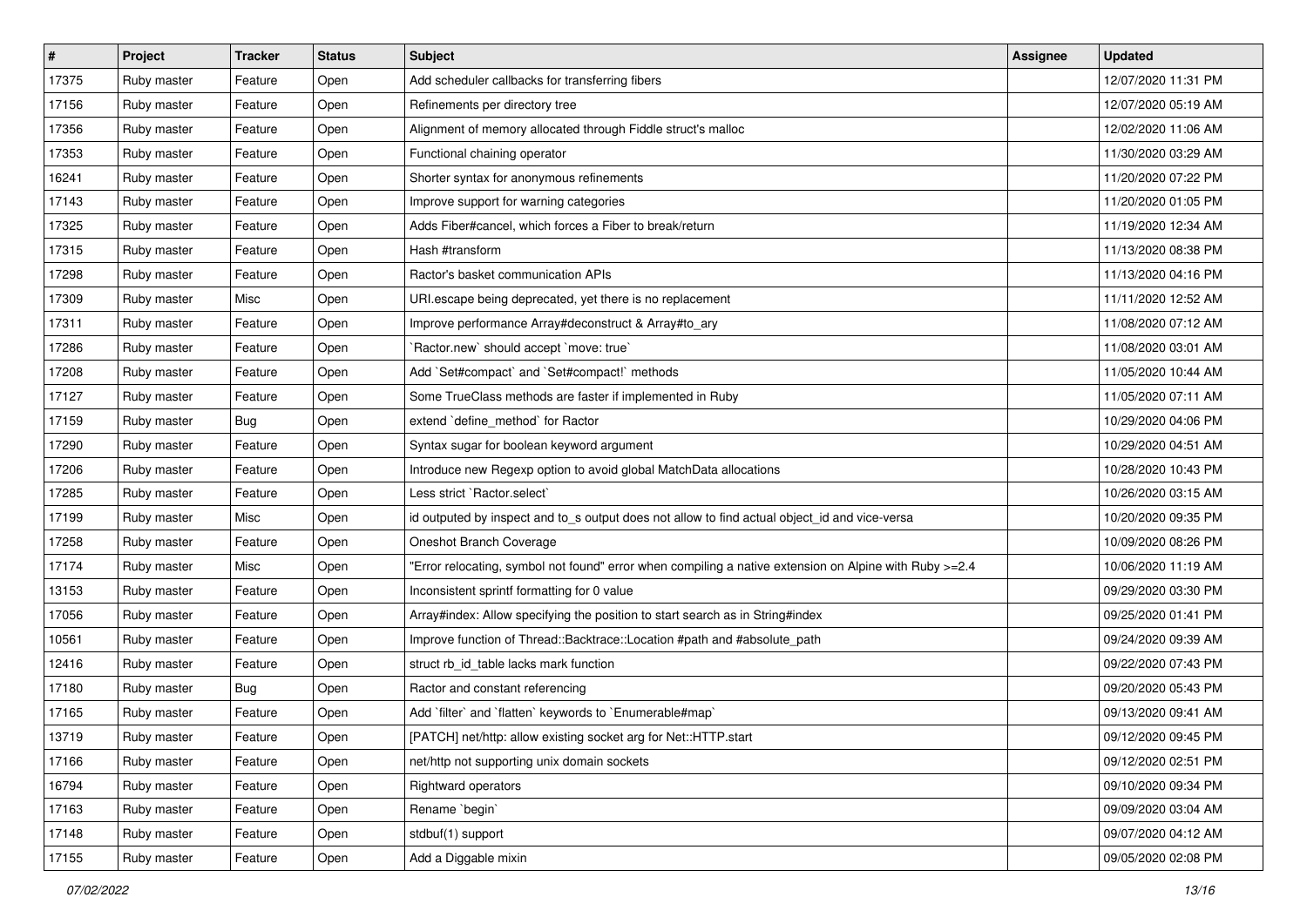| # | Project | Tracker | Status | Subject | Assignee | Updated |
|---|---|---|---|---|---|---|
| 17375 | Ruby master | Feature | Open | Add scheduler callbacks for transferring fibers | | 12/07/2020 11:31 PM |
| 17156 | Ruby master | Feature | Open | Refinements per directory tree | | 12/07/2020 05:19 AM |
| 17356 | Ruby master | Feature | Open | Alignment of memory allocated through Fiddle struct's malloc | | 12/02/2020 11:06 AM |
| 17353 | Ruby master | Feature | Open | Functional chaining operator | | 11/30/2020 03:29 AM |
| 16241 | Ruby master | Feature | Open | Shorter syntax for anonymous refinements | | 11/20/2020 07:22 PM |
| 17143 | Ruby master | Feature | Open | Improve support for warning categories | | 11/20/2020 01:05 PM |
| 17325 | Ruby master | Feature | Open | Adds Fiber#cancel, which forces a Fiber to break/return | | 11/19/2020 12:34 AM |
| 17315 | Ruby master | Feature | Open | Hash #transform | | 11/13/2020 08:38 PM |
| 17298 | Ruby master | Feature | Open | Ractor's basket communication APIs | | 11/13/2020 04:16 PM |
| 17309 | Ruby master | Misc | Open | URI.escape being deprecated, yet there is no replacement | | 11/11/2020 12:52 AM |
| 17311 | Ruby master | Feature | Open | Improve performance Array#deconstruct & Array#to_ary | | 11/08/2020 07:12 AM |
| 17286 | Ruby master | Feature | Open | `Ractor.new` should accept `move: true` | | 11/08/2020 03:01 AM |
| 17208 | Ruby master | Feature | Open | Add `Set#compact` and `Set#compact!` methods | | 11/05/2020 10:44 AM |
| 17127 | Ruby master | Feature | Open | Some TrueClass methods are faster if implemented in Ruby | | 11/05/2020 07:11 AM |
| 17159 | Ruby master | Bug | Open | extend `define_method` for Ractor | | 10/29/2020 04:06 PM |
| 17290 | Ruby master | Feature | Open | Syntax sugar for boolean keyword argument | | 10/29/2020 04:51 AM |
| 17206 | Ruby master | Feature | Open | Introduce new Regexp option to avoid global MatchData allocations | | 10/28/2020 10:43 PM |
| 17285 | Ruby master | Feature | Open | Less strict `Ractor.select` | | 10/26/2020 03:15 AM |
| 17199 | Ruby master | Misc | Open | id outputed by inspect and to_s output does not allow to find actual object_id and vice-versa | | 10/20/2020 09:35 PM |
| 17258 | Ruby master | Feature | Open | Oneshot Branch Coverage | | 10/09/2020 08:26 PM |
| 17174 | Ruby master | Misc | Open | "Error relocating, symbol not found" error when compiling a native extension on Alpine with Ruby >=2.4 | | 10/06/2020 11:19 AM |
| 13153 | Ruby master | Feature | Open | Inconsistent sprintf formatting for 0 value | | 09/29/2020 03:30 PM |
| 17056 | Ruby master | Feature | Open | Array#index: Allow specifying the position to start search as in String#index | | 09/25/2020 01:41 PM |
| 10561 | Ruby master | Feature | Open | Improve function of Thread::Backtrace::Location #path and #absolute_path | | 09/24/2020 09:39 AM |
| 12416 | Ruby master | Feature | Open | struct rb_id_table lacks mark function | | 09/22/2020 07:43 PM |
| 17180 | Ruby master | Bug | Open | Ractor and constant referencing | | 09/20/2020 05:43 PM |
| 17165 | Ruby master | Feature | Open | Add `filter` and `flatten` keywords to `Enumerable#map` | | 09/13/2020 09:41 AM |
| 13719 | Ruby master | Feature | Open | [PATCH] net/http: allow existing socket arg for Net::HTTP.start | | 09/12/2020 09:45 PM |
| 17166 | Ruby master | Feature | Open | net/http not supporting unix domain sockets | | 09/12/2020 02:51 PM |
| 16794 | Ruby master | Feature | Open | Rightward operators | | 09/10/2020 09:34 PM |
| 17163 | Ruby master | Feature | Open | Rename `begin` | | 09/09/2020 03:04 AM |
| 17148 | Ruby master | Feature | Open | stdbuf(1) support | | 09/07/2020 04:12 AM |
| 17155 | Ruby master | Feature | Open | Add a Diggable mixin | | 09/05/2020 02:08 PM |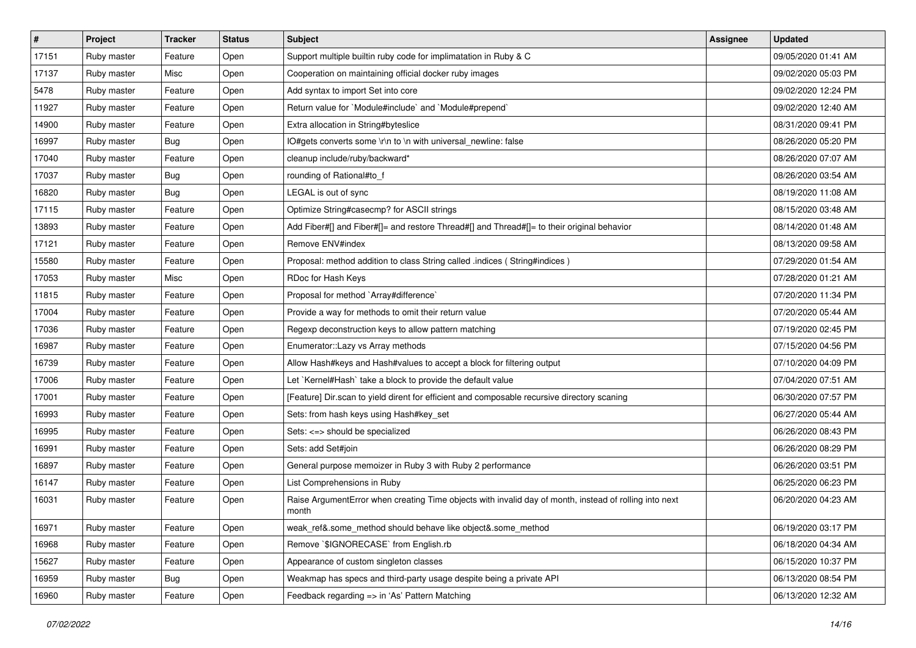| # | Project | Tracker | Status | Subject | Assignee | Updated |
|---|---|---|---|---|---|---|
| 17151 | Ruby master | Feature | Open | Support multiple builtin ruby code for implimatation in Ruby & C | | 09/05/2020 01:41 AM |
| 17137 | Ruby master | Misc | Open | Cooperation on maintaining official docker ruby images | | 09/02/2020 05:03 PM |
| 5478 | Ruby master | Feature | Open | Add syntax to import Set into core | | 09/02/2020 12:24 PM |
| 11927 | Ruby master | Feature | Open | Return value for `Module#include` and `Module#prepend` | | 09/02/2020 12:40 AM |
| 14900 | Ruby master | Feature | Open | Extra allocation in String#byteslice | | 08/31/2020 09:41 PM |
| 16997 | Ruby master | Bug | Open | IO#gets converts some \r\n to \n with universal_newline: false | | 08/26/2020 05:20 PM |
| 17040 | Ruby master | Feature | Open | cleanup include/ruby/backward* | | 08/26/2020 07:07 AM |
| 17037 | Ruby master | Bug | Open | rounding of Rational#to_f | | 08/26/2020 03:54 AM |
| 16820 | Ruby master | Bug | Open | LEGAL is out of sync | | 08/19/2020 11:08 AM |
| 17115 | Ruby master | Feature | Open | Optimize String#casecmp? for ASCII strings | | 08/15/2020 03:48 AM |
| 13893 | Ruby master | Feature | Open | Add Fiber#[] and Fiber#[]= and restore Thread#[] and Thread#[]= to their original behavior | | 08/14/2020 01:48 AM |
| 17121 | Ruby master | Feature | Open | Remove ENV#index | | 08/13/2020 09:58 AM |
| 15580 | Ruby master | Feature | Open | Proposal: method addition to class String called .indices ( String#indices ) | | 07/29/2020 01:54 AM |
| 17053 | Ruby master | Misc | Open | RDoc for Hash Keys | | 07/28/2020 01:21 AM |
| 11815 | Ruby master | Feature | Open | Proposal for method `Array#difference` | | 07/20/2020 11:34 PM |
| 17004 | Ruby master | Feature | Open | Provide a way for methods to omit their return value | | 07/20/2020 05:44 AM |
| 17036 | Ruby master | Feature | Open | Regexp deconstruction keys to allow pattern matching | | 07/19/2020 02:45 PM |
| 16987 | Ruby master | Feature | Open | Enumerator::Lazy vs Array methods | | 07/15/2020 04:56 PM |
| 16739 | Ruby master | Feature | Open | Allow Hash#keys and Hash#values to accept a block for filtering output | | 07/10/2020 04:09 PM |
| 17006 | Ruby master | Feature | Open | Let `Kernel#Hash` take a block to provide the default value | | 07/04/2020 07:51 AM |
| 17001 | Ruby master | Feature | Open | [Feature] Dir.scan to yield dirent for efficient and composable recursive directory scaning | | 06/30/2020 07:57 PM |
| 16993 | Ruby master | Feature | Open | Sets: from hash keys using Hash#key_set | | 06/27/2020 05:44 AM |
| 16995 | Ruby master | Feature | Open | Sets: <=> should be specialized | | 06/26/2020 08:43 PM |
| 16991 | Ruby master | Feature | Open | Sets: add Set#join | | 06/26/2020 08:29 PM |
| 16897 | Ruby master | Feature | Open | General purpose memoizer in Ruby 3 with Ruby 2 performance | | 06/26/2020 03:51 PM |
| 16147 | Ruby master | Feature | Open | List Comprehensions in Ruby | | 06/25/2020 06:23 PM |
| 16031 | Ruby master | Feature | Open | Raise ArgumentError when creating Time objects with invalid day of month, instead of rolling into next month | | 06/20/2020 04:23 AM |
| 16971 | Ruby master | Feature | Open | weak_ref&.some_method should behave like object&.some_method | | 06/19/2020 03:17 PM |
| 16968 | Ruby master | Feature | Open | Remove `$IGNORECASE` from English.rb | | 06/18/2020 04:34 AM |
| 15627 | Ruby master | Feature | Open | Appearance of custom singleton classes | | 06/15/2020 10:37 PM |
| 16959 | Ruby master | Bug | Open | Weakmap has specs and third-party usage despite being a private API | | 06/13/2020 08:54 PM |
| 16960 | Ruby master | Feature | Open | Feedback regarding => in 'As' Pattern Matching | | 06/13/2020 12:32 AM |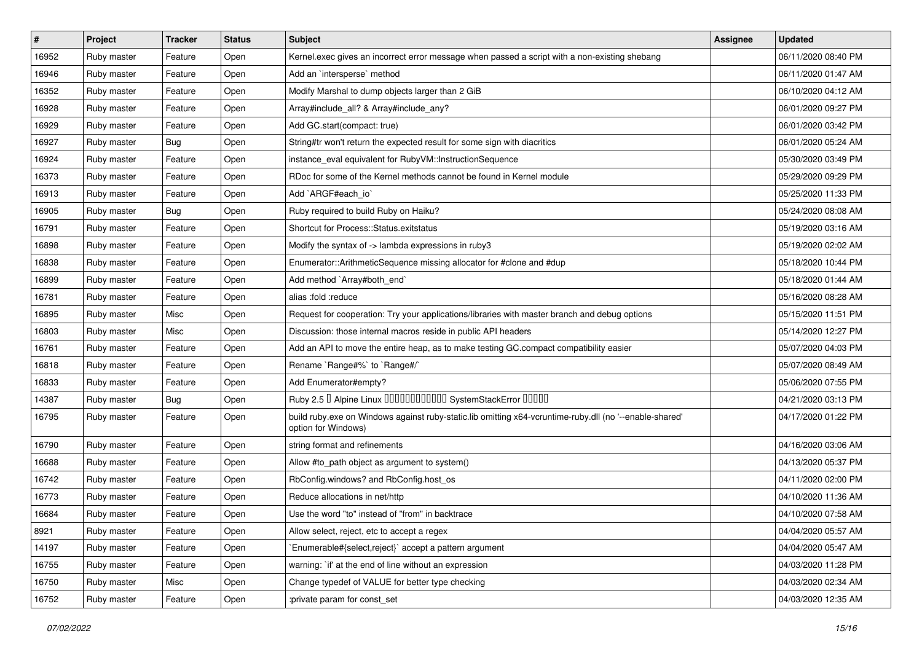| # | Project | Tracker | Status | Subject | Assignee | Updated |
| --- | --- | --- | --- | --- | --- | --- |
| 16952 | Ruby master | Feature | Open | Kernel.exec gives an incorrect error message when passed a script with a non-existing shebang | | 06/11/2020 08:40 PM |
| 16946 | Ruby master | Feature | Open | Add an `intersperse` method | | 06/11/2020 01:47 AM |
| 16352 | Ruby master | Feature | Open | Modify Marshal to dump objects larger than 2 GiB | | 06/10/2020 04:12 AM |
| 16928 | Ruby master | Feature | Open | Array#include_all? & Array#include_any? | | 06/01/2020 09:27 PM |
| 16929 | Ruby master | Feature | Open | Add GC.start(compact: true) | | 06/01/2020 03:42 PM |
| 16927 | Ruby master | Bug | Open | String#tr won't return the expected result for some sign with diacritics | | 06/01/2020 05:24 AM |
| 16924 | Ruby master | Feature | Open | instance_eval equivalent for RubyVM::InstructionSequence | | 05/30/2020 03:49 PM |
| 16373 | Ruby master | Feature | Open | RDoc for some of the Kernel methods cannot be found in Kernel module | | 05/29/2020 09:29 PM |
| 16913 | Ruby master | Feature | Open | Add `ARGF#each_io` | | 05/25/2020 11:33 PM |
| 16905 | Ruby master | Bug | Open | Ruby required to build Ruby on Haiku? | | 05/24/2020 08:08 AM |
| 16791 | Ruby master | Feature | Open | Shortcut for Process::Status.exitstatus | | 05/19/2020 03:16 AM |
| 16898 | Ruby master | Feature | Open | Modify the syntax of -> lambda expressions in ruby3 | | 05/19/2020 02:02 AM |
| 16838 | Ruby master | Feature | Open | Enumerator::ArithmeticSequence missing allocator for #clone and #dup | | 05/18/2020 10:44 PM |
| 16899 | Ruby master | Feature | Open | Add method `Array#both_end` | | 05/18/2020 01:44 AM |
| 16781 | Ruby master | Feature | Open | alias :fold :reduce | | 05/16/2020 08:28 AM |
| 16895 | Ruby master | Misc | Open | Request for cooperation: Try your applications/libraries with master branch and debug options | | 05/15/2020 11:51 PM |
| 16803 | Ruby master | Misc | Open | Discussion: those internal macros reside in public API headers | | 05/14/2020 12:27 PM |
| 16761 | Ruby master | Feature | Open | Add an API to move the entire heap, as to make testing GC.compact compatibility easier | | 05/07/2020 04:03 PM |
| 16818 | Ruby master | Feature | Open | Rename `Range#%` to `Range#/` | | 05/07/2020 08:49 AM |
| 16833 | Ruby master | Feature | Open | Add Enumerator#empty? | | 05/06/2020 07:55 PM |
| 14387 | Ruby master | Bug | Open | Ruby 2.5 � Alpine Linux ������������ SystemStackError ����� | | 04/21/2020 03:13 PM |
| 16795 | Ruby master | Feature | Open | build ruby.exe on Windows against ruby-static.lib omitting x64-vcruntime-ruby.dll (no '--enable-shared' option for Windows) | | 04/17/2020 01:22 PM |
| 16790 | Ruby master | Feature | Open | string format and refinements | | 04/16/2020 03:06 AM |
| 16688 | Ruby master | Feature | Open | Allow #to_path object as argument to system() | | 04/13/2020 05:37 PM |
| 16742 | Ruby master | Feature | Open | RbConfig.windows? and RbConfig.host_os | | 04/11/2020 02:00 PM |
| 16773 | Ruby master | Feature | Open | Reduce allocations in net/http | | 04/10/2020 11:36 AM |
| 16684 | Ruby master | Feature | Open | Use the word "to" instead of "from" in backtrace | | 04/10/2020 07:58 AM |
| 8921 | Ruby master | Feature | Open | Allow select, reject, etc to accept a regex | | 04/04/2020 05:57 AM |
| 14197 | Ruby master | Feature | Open | `Enumerable#{select,reject}` accept a pattern argument | | 04/04/2020 05:47 AM |
| 16755 | Ruby master | Feature | Open | warning: `if' at the end of line without an expression | | 04/03/2020 11:28 PM |
| 16750 | Ruby master | Misc | Open | Change typedef of VALUE for better type checking | | 04/03/2020 02:34 AM |
| 16752 | Ruby master | Feature | Open | :private param for const_set | | 04/03/2020 12:35 AM |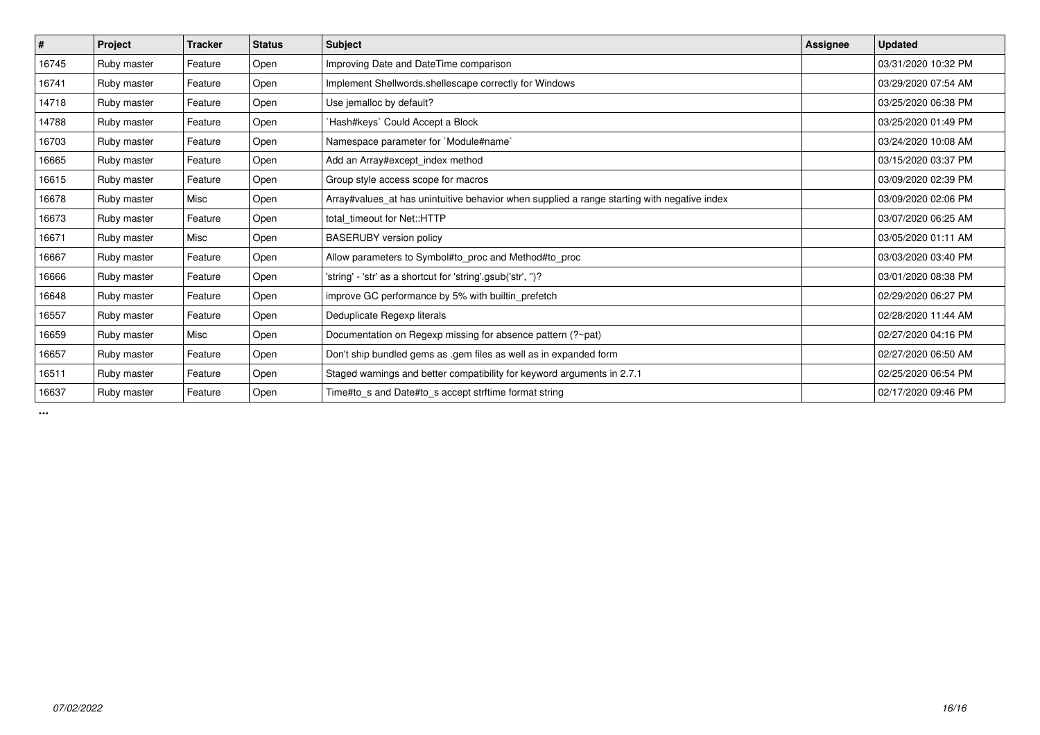| # | Project | Tracker | Status | Subject | Assignee | Updated |
|---|---|---|---|---|---|---|
| 16745 | Ruby master | Feature | Open | Improving Date and DateTime comparison | | 03/31/2020 10:32 PM |
| 16741 | Ruby master | Feature | Open | Implement Shellwords.shellescape correctly for Windows | | 03/29/2020 07:54 AM |
| 14718 | Ruby master | Feature | Open | Use jemalloc by default? | | 03/25/2020 06:38 PM |
| 14788 | Ruby master | Feature | Open | `Hash#keys` Could Accept a Block | | 03/25/2020 01:49 PM |
| 16703 | Ruby master | Feature | Open | Namespace parameter for `Module#name` | | 03/24/2020 10:08 AM |
| 16665 | Ruby master | Feature | Open | Add an Array#except_index method | | 03/15/2020 03:37 PM |
| 16615 | Ruby master | Feature | Open | Group style access scope for macros | | 03/09/2020 02:39 PM |
| 16678 | Ruby master | Misc | Open | Array#values_at has unintuitive behavior when supplied a range starting with negative index | | 03/09/2020 02:06 PM |
| 16673 | Ruby master | Feature | Open | total_timeout for Net::HTTP | | 03/07/2020 06:25 AM |
| 16671 | Ruby master | Misc | Open | BASERUBY version policy | | 03/05/2020 01:11 AM |
| 16667 | Ruby master | Feature | Open | Allow parameters to Symbol#to_proc and Method#to_proc | | 03/03/2020 03:40 PM |
| 16666 | Ruby master | Feature | Open | 'string' - 'str' as a shortcut for 'string'.gsub('str', '')? | | 03/01/2020 08:38 PM |
| 16648 | Ruby master | Feature | Open | improve GC performance by 5% with builtin_prefetch | | 02/29/2020 06:27 PM |
| 16557 | Ruby master | Feature | Open | Deduplicate Regexp literals | | 02/28/2020 11:44 AM |
| 16659 | Ruby master | Misc | Open | Documentation on Regexp missing for absence pattern (?~pat) | | 02/27/2020 04:16 PM |
| 16657 | Ruby master | Feature | Open | Don't ship bundled gems as .gem files as well as in expanded form | | 02/27/2020 06:50 AM |
| 16511 | Ruby master | Feature | Open | Staged warnings and better compatibility for keyword arguments in 2.7.1 | | 02/25/2020 06:54 PM |
| 16637 | Ruby master | Feature | Open | Time#to_s and Date#to_s accept strftime format string | | 02/17/2020 09:46 PM |

...